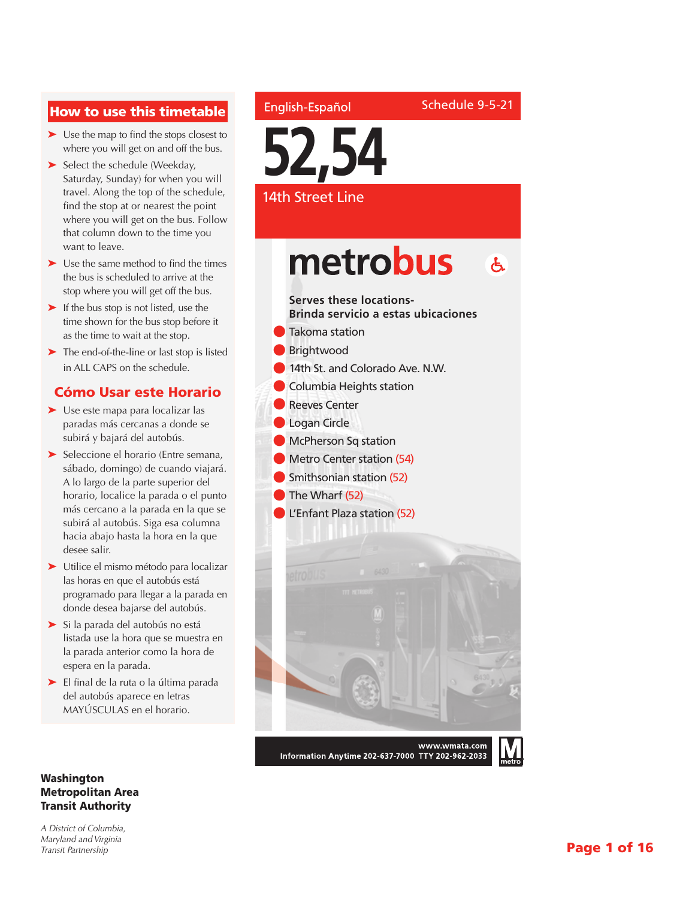## How to use this timetable

- Use the map to find the stops closest to where you will get on and off the bus.
- Select the schedule (Weekday, Saturday, Sunday) for when you will travel. Along the top of the schedule, find the stop at or nearest the point where you will get on the bus. Follow that column down to the time you want to leave.
- Use the same method to find the times the bus is scheduled to arrive at the stop where you will get off the bus.
- If the bus stop is not listed, use the time shown for the bus stop before it as the time to wait at the stop.
- The end-of-the-line or last stop is listed in ALL CAPS on the schedule.

## Cómo Usar este Horario

- Use este mapa para localizar las paradas más cercanas a donde se subirá y bajará del autobús.
- Seleccione el horario (Entre semana, sábado, domingo) de cuando viajará. A lo largo de la parte superior del horario, localice la parada o el punto más cercano a la parada en la que se subirá al autobús. Siga esa columna hacia abajo hasta la hora en la que desee salir.
- Utilice el mismo método para localizar las horas en que el autobús está programado para llegar a la parada en donde desea bajarse del autobús.
- Si la parada del autobús no está listada use la hora que se muestra en la parada anterior como la hora de espera en la parada.
- El final de la ruta o la última parada del autobús aparece en letras MAYÚSCULAS en el horario.

English-Español

Schedule 9-5-21

# 52,54

## 14th Street Line

**metrobus**

**Serves these locations-**
**Brinda servicio a estas ubicaciones**

- Takoma station
- Brightwood
- 14th St. and Colorado Ave. N.W.
- Columbia Heights station
- Reeves Center
- Logan Circle
- McPherson Sq station
- Metro Center station (54)
- Smithsonian station (52)
- The Wharf (52)
- L'Enfant Plaza station (52)

www.wmata.com
Information Anytime 202-637-7000 TTY 202-962-2033

**Washington Metropolitan Area Transit Authority**

*A District of Columbia, Maryland and Virginia Transit Partnership*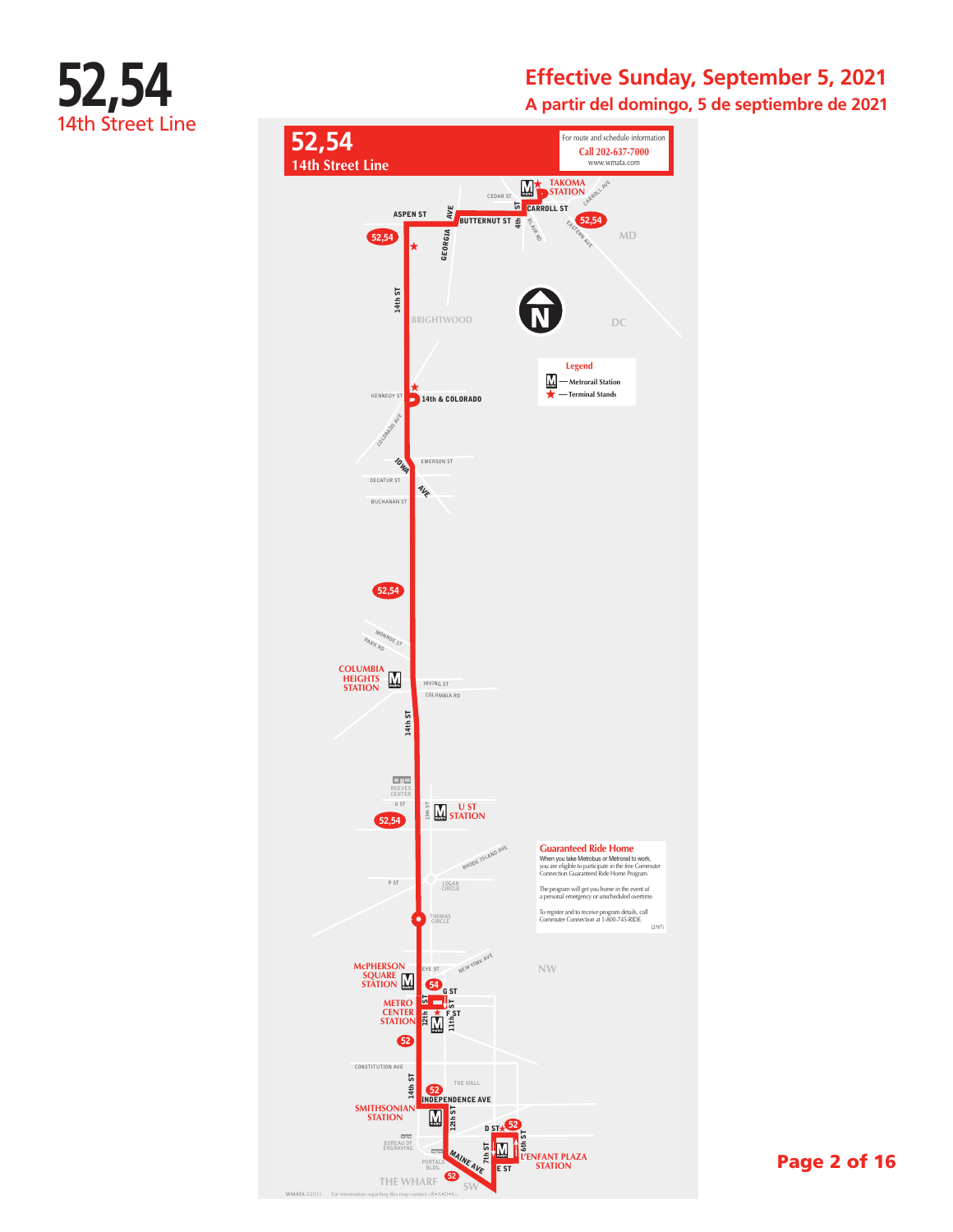# 52,54

14th Street Line

**Effective Sunday, September 5, 2021**

**A partir del domingo, 5 de septiembre de 2021**

## 52,54
### 14th Street Line

For route and schedule information
Call 202-637-7000
www.wmata.com

TAKOMA STATION

CEDAR ST

CARROLL AVE

CARROLL ST

ASPEN ST

GEORGIA AVE

BUTTERNUT ST

4th ST

BLAIR RD

EASTERN AVE

MD

52,54

14th ST

BRIGHTWOOD

DC

**Legend**

- Metrorail Station
- Terminal Stands

KENNEDY ST

14th & COLORADO

COLORADO AVE

EMERSON ST

IOWA AVE

DECATUR ST

BUCHANAN ST

52,54

MONROE ST

PARK RD

COLUMBIA HEIGHTS STATION

IRVING ST

COLUMBIA RD

14th ST

REEVES CENTER

U ST

13th ST

U ST STATION

52,54

**Guaranteed Ride Home**

When you take Metrobus or Metrorail to work, you are eligible to participate in the free Commuter Connection Guaranteed Ride Home Program.

The program will get you home in the event of a personal emergency or unscheduled overtime.

To register and to receive program details, call Commuter Connection at 1-800-745-RIDE.

(2/97)

RHODE ISLAND AVE

P ST

LOGAN CIRCLE

THOMAS CIRCLE

McPHERSON SQUARE STATION

EYE ST

NEW YORK AVE

NW

54

G ST

METRO CENTER STATION

12th ST

11th ST

F ST

52

CONSTITUTION AVE

THE MALL

14th ST

52

INDEPENDENCE AVE

SMITHSONIAN STATION

12th ST

D ST

52

BUREAU OF ENGRAVING

PORTALS BLDG.

MAINE AVE

7th ST

6th ST

E ST

L'ENFANT PLAZA STATION

THE WHARF

52

SW

WMATA ©2013 For information regarding this map contact <R•A•D•S>.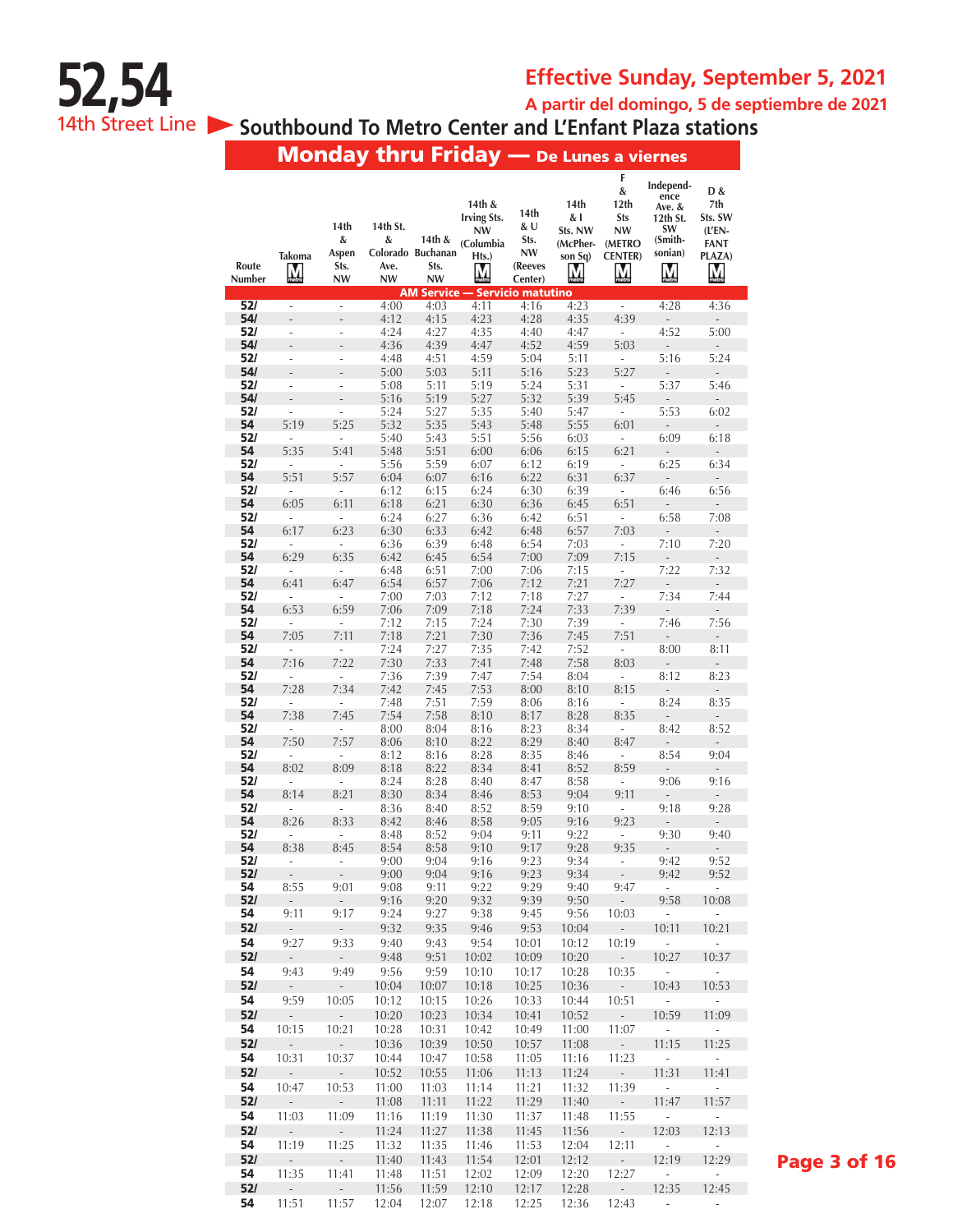# 52,54

14th Street Line

## Effective Sunday, September 5, 2021

A partir del domingo, 5 de septiembre de 2021

### Southbound To Metro Center and L'Enfant Plaza stations

### Monday thru Friday — De Lunes a viernes

| Route Number | Takoma M | 14th & Aspen Sts. NW | 14th St. & Colorado Ave. NW | 14th & Buchanan Sts. NW | 14th & Irving Sts. NW (Columbia Hts.) M | 14th & U Sts. NW (Reeves Center) | 14th & I Sts. NW (McPherson Sq) M | F & 12th Sts NW (METRO CENTER) M | Independence Ave. & 12th St. SW (Smithsonian) M | D & 7th Sts. SW (L'ENFANT PLAZA) M |
|---|---|---|---|---|---|---|---|---|---|---|
| **AM Service — Servicio matutino** | | | | | | | | | | |
| 52/ | - | - | 4:00 | 4:03 | 4:11 | 4:16 | 4:23 | - | 4:28 | 4:36 |
| 54/ | - | - | 4:12 | 4:15 | 4:23 | 4:28 | 4:35 | 4:39 | - | - |
| 52/ | - | - | 4:24 | 4:27 | 4:35 | 4:40 | 4:47 | - | 4:52 | 5:00 |
| 54/ | - | - | 4:36 | 4:39 | 4:47 | 4:52 | 4:59 | 5:03 | - | - |
| 52/ | - | - | 4:48 | 4:51 | 4:59 | 5:04 | 5:11 | - | 5:16 | 5:24 |
| 54/ | - | - | 5:00 | 5:03 | 5:11 | 5:16 | 5:23 | 5:27 | - | - |
| 52/ | - | - | 5:08 | 5:11 | 5:19 | 5:24 | 5:31 | - | 5:37 | 5:46 |
| 54/ | - | - | 5:16 | 5:19 | 5:27 | 5:32 | 5:39 | 5:45 | - | - |
| 52/ | - | - | 5:24 | 5:27 | 5:35 | 5:40 | 5:47 | - | 5:53 | 6:02 |
| 54 | 5:19 | 5:25 | 5:32 | 5:35 | 5:43 | 5:48 | 5:55 | 6:01 | - | - |
| 52/ | - | - | 5:40 | 5:43 | 5:51 | 5:56 | 6:03 | - | 6:09 | 6:18 |
| 54 | 5:35 | 5:41 | 5:48 | 5:51 | 6:00 | 6:06 | 6:15 | 6:21 | - | - |
| 52/ | - | - | 5:56 | 5:59 | 6:07 | 6:12 | 6:19 | - | 6:25 | 6:34 |
| 54 | 5:51 | 5:57 | 6:04 | 6:07 | 6:16 | 6:22 | 6:31 | 6:37 | - | - |
| 52/ | - | - | 6:12 | 6:15 | 6:24 | 6:30 | 6:39 | - | 6:46 | 6:56 |
| 54 | 6:05 | 6:11 | 6:18 | 6:21 | 6:30 | 6:36 | 6:45 | 6:51 | - | - |
| 52/ | - | - | 6:24 | 6:27 | 6:36 | 6:42 | 6:51 | - | 6:58 | 7:08 |
| 54 | 6:17 | 6:23 | 6:30 | 6:33 | 6:42 | 6:48 | 6:57 | 7:03 | - | - |
| 52/ | - | - | 6:36 | 6:39 | 6:48 | 6:54 | 7:03 | - | 7:10 | 7:20 |
| 54 | 6:29 | 6:35 | 6:42 | 6:45 | 6:54 | 7:00 | 7:09 | 7:15 | - | - |
| 52/ | - | - | 6:48 | 6:51 | 7:00 | 7:06 | 7:15 | - | 7:22 | 7:32 |
| 54 | 6:41 | 6:47 | 6:54 | 6:57 | 7:06 | 7:12 | 7:21 | 7:27 | - | - |
| 52/ | - | - | 7:00 | 7:03 | 7:12 | 7:18 | 7:27 | - | 7:34 | 7:44 |
| 54 | 6:53 | 6:59 | 7:06 | 7:09 | 7:18 | 7:24 | 7:33 | 7:39 | - | - |
| 52/ | - | - | 7:12 | 7:15 | 7:24 | 7:30 | 7:39 | - | 7:46 | 7:56 |
| 54 | 7:05 | 7:11 | 7:18 | 7:21 | 7:30 | 7:36 | 7:45 | 7:51 | - | - |
| 52/ | - | - | 7:24 | 7:27 | 7:35 | 7:42 | 7:52 | - | 8:00 | 8:11 |
| 54 | 7:16 | 7:22 | 7:30 | 7:33 | 7:41 | 7:48 | 7:58 | 8:03 | - | - |
| 52/ | - | - | 7:36 | 7:39 | 7:47 | 7:54 | 8:04 | - | 8:12 | 8:23 |
| 54 | 7:28 | 7:34 | 7:42 | 7:45 | 7:53 | 8:00 | 8:10 | 8:15 | - | - |
| 52/ | - | - | 7:48 | 7:51 | 7:59 | 8:06 | 8:16 | - | 8:24 | 8:35 |
| 54 | 7:38 | 7:45 | 7:54 | 7:58 | 8:10 | 8:17 | 8:28 | 8:35 | - | - |
| 52/ | - | - | 8:00 | 8:04 | 8:16 | 8:23 | 8:34 | - | 8:42 | 8:52 |
| 54 | 7:50 | 7:57 | 8:06 | 8:10 | 8:22 | 8:29 | 8:40 | 8:47 | - | - |
| 52/ | - | - | 8:12 | 8:16 | 8:28 | 8:35 | 8:46 | - | 8:54 | 9:04 |
| 54 | 8:02 | 8:09 | 8:18 | 8:22 | 8:34 | 8:41 | 8:52 | 8:59 | - | - |
| 52/ | - | - | 8:24 | 8:28 | 8:40 | 8:47 | 8:58 | - | 9:06 | 9:16 |
| 54 | 8:14 | 8:21 | 8:30 | 8:34 | 8:46 | 8:53 | 9:04 | 9:11 | - | - |
| 52/ | - | - | 8:36 | 8:40 | 8:52 | 8:59 | 9:10 | - | 9:18 | 9:28 |
| 54 | 8:26 | 8:33 | 8:42 | 8:46 | 8:58 | 9:05 | 9:16 | 9:23 | - | - |
| 52/ | - | - | 8:48 | 8:52 | 9:04 | 9:11 | 9:22 | - | 9:30 | 9:40 |
| 54 | 8:38 | 8:45 | 8:54 | 8:58 | 9:10 | 9:17 | 9:28 | 9:35 | - | - |
| 52/ | - | - | 9:00 | 9:04 | 9:16 | 9:23 | 9:34 | - | 9:42 | 9:52 |
| 52/ | - | - | 9:00 | 9:04 | 9:16 | 9:23 | 9:34 | - | 9:42 | 9:52 |
| 54 | 8:55 | 9:01 | 9:08 | 9:11 | 9:22 | 9:29 | 9:40 | 9:47 | - | - |
| 52/ | - | - | 9:16 | 9:20 | 9:32 | 9:39 | 9:50 | - | 9:58 | 10:08 |
| 54 | 9:11 | 9:17 | 9:24 | 9:27 | 9:38 | 9:45 | 9:56 | 10:03 | - | - |
| 52/ | - | - | 9:32 | 9:35 | 9:46 | 9:53 | 10:04 | - | 10:11 | 10:21 |
| 54 | 9:27 | 9:33 | 9:40 | 9:43 | 9:54 | 10:01 | 10:12 | 10:19 | - | - |
| 52/ | - | - | 9:48 | 9:51 | 10:02 | 10:09 | 10:20 | - | 10:27 | 10:37 |
| 54 | 9:43 | 9:49 | 9:56 | 9:59 | 10:10 | 10:17 | 10:28 | 10:35 | - | - |
| 52/ | - | - | 10:04 | 10:07 | 10:18 | 10:25 | 10:36 | - | 10:43 | 10:53 |
| 54 | 9:59 | 10:05 | 10:12 | 10:15 | 10:26 | 10:33 | 10:44 | 10:51 | - | - |
| 52/ | - | - | 10:20 | 10:23 | 10:34 | 10:41 | 10:52 | - | 10:59 | 11:09 |
| 54 | 10:15 | 10:21 | 10:28 | 10:31 | 10:42 | 10:49 | 11:00 | 11:07 | - | - |
| 52/ | - | - | 10:36 | 10:39 | 10:50 | 10:57 | 11:08 | - | 11:15 | 11:25 |
| 54 | 10:31 | 10:37 | 10:44 | 10:47 | 10:58 | 11:05 | 11:16 | 11:23 | - | - |
| 52/ | - | - | 10:52 | 10:55 | 11:06 | 11:13 | 11:24 | - | 11:31 | 11:41 |
| 54 | 10:47 | 10:53 | 11:00 | 11:03 | 11:14 | 11:21 | 11:32 | 11:39 | - | - |
| 52/ | - | - | 11:08 | 11:11 | 11:22 | 11:29 | 11:40 | - | 11:47 | 11:57 |
| 54 | 11:03 | 11:09 | 11:16 | 11:19 | 11:30 | 11:37 | 11:48 | 11:55 | - | - |
| 52/ | - | - | 11:24 | 11:27 | 11:38 | 11:45 | 11:56 | - | 12:03 | 12:13 |
| 54 | 11:19 | 11:25 | 11:32 | 11:35 | 11:46 | 11:53 | 12:04 | 12:11 | - | - |
| 52/ | - | - | 11:40 | 11:43 | 11:54 | 12:01 | 12:12 | - | 12:19 | 12:29 |
| 54 | 11:35 | 11:41 | 11:48 | 11:51 | 12:02 | 12:09 | 12:20 | 12:27 | - | - |
| 52/ | - | - | 11:56 | 11:59 | 12:10 | 12:17 | 12:28 | - | 12:35 | 12:45 |
| 54 | 11:51 | 11:57 | 12:04 | 12:07 | 12:18 | 12:25 | 12:36 | 12:43 | - | - |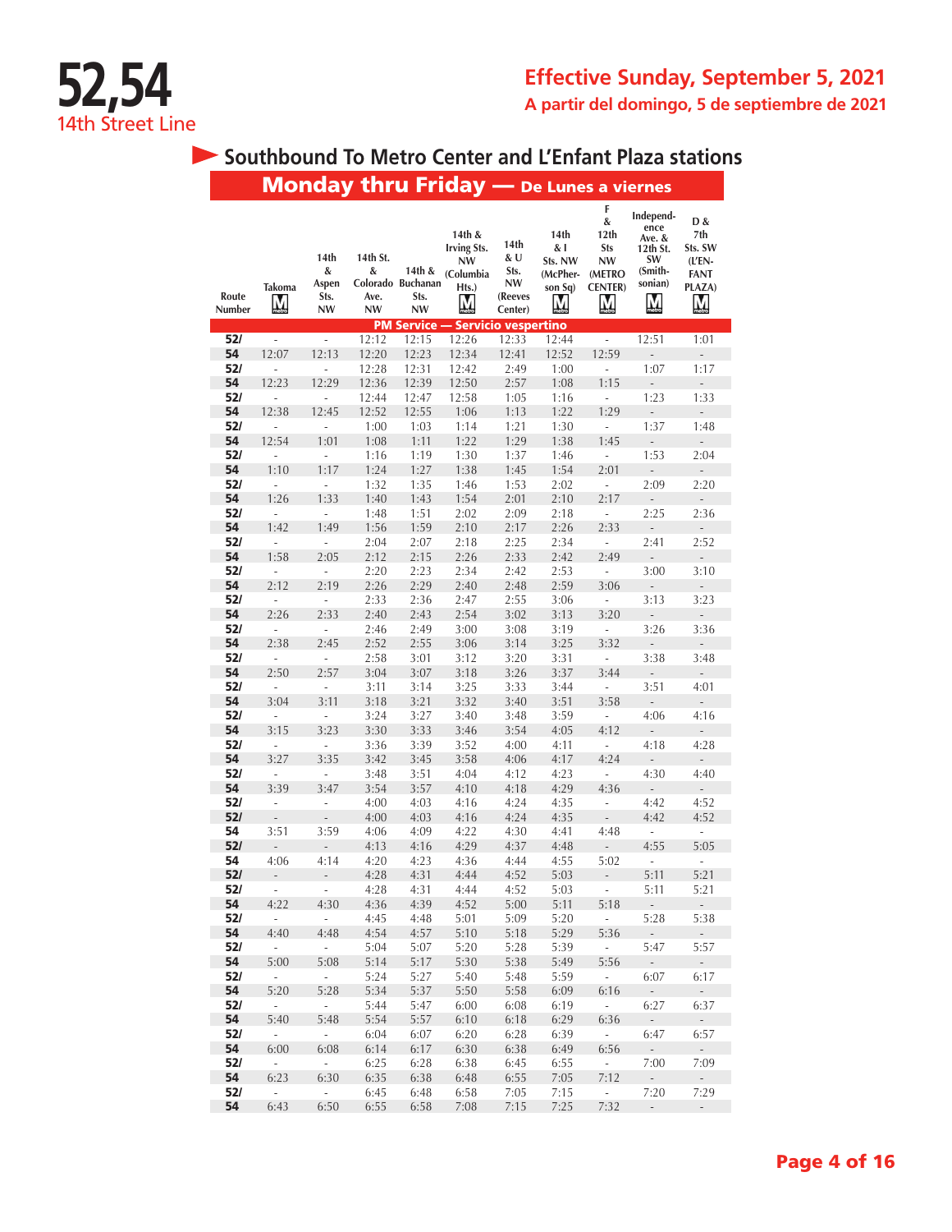# 52,54
14th Street Line

## Effective Sunday, September 5, 2021
A partir del domingo, 5 de septiembre de 2021

## Southbound To Metro Center and L'Enfant Plaza stations

### Monday thru Friday — De Lunes a viernes

| Route Number | Takoma M | 14th & Aspen Sts. NW | 14th St. & Colorado Ave. NW | 14th & Buchanan Sts. NW | 14th & Irving Sts. NW (Columbia Hts.) M | 14th & U Sts. NW (Reeves Center) | 14th & I Sts. NW (McPherson Sq) M | F & 12th Sts NW (METRO CENTER) M | Independence Ave. & 12th St. SW (Smithsonian) M | D & 7th Sts. SW (L'ENFANT PLAZA) M |
|---|---|---|---|---|---|---|---|---|---|---|
| **PM Service — Servicio vespertino** | | | | | | | | | | |
| 52/ | - | - | 12:12 | 12:15 | 12:26 | 12:33 | 12:44 | - | 12:51 | 1:01 |
| 54 | 12:07 | 12:13 | 12:20 | 12:23 | 12:34 | 12:41 | 12:52 | 12:59 | - | - |
| 52/ | - | - | 12:28 | 12:31 | 12:42 | 2:49 | 1:00 | - | 1:07 | 1:17 |
| 54 | 12:23 | 12:29 | 12:36 | 12:39 | 12:50 | 2:57 | 1:08 | 1:15 | - | - |
| 52/ | - | - | 12:44 | 12:47 | 12:58 | 1:05 | 1:16 | - | 1:23 | 1:33 |
| 54 | 12:38 | 12:45 | 12:52 | 12:55 | 1:06 | 1:13 | 1:22 | 1:29 | - | - |
| 52/ | - | - | 1:00 | 1:03 | 1:14 | 1:21 | 1:30 | - | 1:37 | 1:48 |
| 54 | 12:54 | 1:01 | 1:08 | 1:11 | 1:22 | 1:29 | 1:38 | 1:45 | - | - |
| 52/ | - | - | 1:16 | 1:19 | 1:30 | 1:37 | 1:46 | - | 1:53 | 2:04 |
| 54 | 1:10 | 1:17 | 1:24 | 1:27 | 1:38 | 1:45 | 1:54 | 2:01 | - | - |
| 52/ | - | - | 1:32 | 1:35 | 1:46 | 1:53 | 2:02 | - | 2:09 | 2:20 |
| 54 | 1:26 | 1:33 | 1:40 | 1:43 | 1:54 | 2:01 | 2:10 | 2:17 | - | - |
| 52/ | - | - | 1:48 | 1:51 | 2:02 | 2:09 | 2:18 | - | 2:25 | 2:36 |
| 54 | 1:42 | 1:49 | 1:56 | 1:59 | 2:10 | 2:17 | 2:26 | 2:33 | - | - |
| 52/ | - | - | 2:04 | 2:07 | 2:18 | 2:25 | 2:34 | - | 2:41 | 2:52 |
| 54 | 1:58 | 2:05 | 2:12 | 2:15 | 2:26 | 2:33 | 2:42 | 2:49 | - | - |
| 52/ | - | - | 2:20 | 2:23 | 2:34 | 2:42 | 2:53 | - | 3:00 | 3:10 |
| 54 | 2:12 | 2:19 | 2:26 | 2:29 | 2:40 | 2:48 | 2:59 | 3:06 | - | - |
| 52/ | - | - | 2:33 | 2:36 | 2:47 | 2:55 | 3:06 | - | 3:13 | 3:23 |
| 54 | 2:26 | 2:33 | 2:40 | 2:43 | 2:54 | 3:02 | 3:13 | 3:20 | - | - |
| 52/ | - | - | 2:46 | 2:49 | 3:00 | 3:08 | 3:19 | - | 3:26 | 3:36 |
| 54 | 2:38 | 2:45 | 2:52 | 2:55 | 3:06 | 3:14 | 3:25 | 3:32 | - | - |
| 52/ | - | - | 2:58 | 3:01 | 3:12 | 3:20 | 3:31 | - | 3:38 | 3:48 |
| 54 | 2:50 | 2:57 | 3:04 | 3:07 | 3:18 | 3:26 | 3:37 | 3:44 | - | - |
| 52/ | - | - | 3:11 | 3:14 | 3:25 | 3:33 | 3:44 | - | 3:51 | 4:01 |
| 54 | 3:04 | 3:11 | 3:18 | 3:21 | 3:32 | 3:40 | 3:51 | 3:58 | - | - |
| 52/ | - | - | 3:24 | 3:27 | 3:40 | 3:48 | 3:59 | - | 4:06 | 4:16 |
| 54 | 3:15 | 3:23 | 3:30 | 3:33 | 3:46 | 3:54 | 4:05 | 4:12 | - | - |
| 52/ | - | - | 3:36 | 3:39 | 3:52 | 4:00 | 4:11 | - | 4:18 | 4:28 |
| 54 | 3:27 | 3:35 | 3:42 | 3:45 | 3:58 | 4:06 | 4:17 | 4:24 | - | - |
| 52/ | - | - | 3:48 | 3:51 | 4:04 | 4:12 | 4:23 | - | 4:30 | 4:40 |
| 54 | 3:39 | 3:47 | 3:54 | 3:57 | 4:10 | 4:18 | 4:29 | 4:36 | - | - |
| 52/ | - | - | 4:00 | 4:03 | 4:16 | 4:24 | 4:35 | - | 4:42 | 4:52 |
| 52/ | - | - | 4:00 | 4:03 | 4:16 | 4:24 | 4:35 | - | 4:42 | 4:52 |
| 54 | 3:51 | 3:59 | 4:06 | 4:09 | 4:22 | 4:30 | 4:41 | 4:48 | - | - |
| 52/ | - | - | 4:13 | 4:16 | 4:29 | 4:37 | 4:48 | - | 4:55 | 5:05 |
| 54 | 4:06 | 4:14 | 4:20 | 4:23 | 4:36 | 4:44 | 4:55 | 5:02 | - | - |
| 52/ | - | - | 4:28 | 4:31 | 4:44 | 4:52 | 5:03 | - | 5:11 | 5:21 |
| 52/ | - | - | 4:28 | 4:31 | 4:44 | 4:52 | 5:03 | - | 5:11 | 5:21 |
| 54 | 4:22 | 4:30 | 4:36 | 4:39 | 4:52 | 5:00 | 5:11 | 5:18 | - | - |
| 52/ | - | - | 4:45 | 4:48 | 5:01 | 5:09 | 5:20 | - | 5:28 | 5:38 |
| 54 | 4:40 | 4:48 | 4:54 | 4:57 | 5:10 | 5:18 | 5:29 | 5:36 | - | - |
| 52/ | - | - | 5:04 | 5:07 | 5:20 | 5:28 | 5:39 | - | 5:47 | 5:57 |
| 54 | 5:00 | 5:08 | 5:14 | 5:17 | 5:30 | 5:38 | 5:49 | 5:56 | - | - |
| 52/ | - | - | 5:24 | 5:27 | 5:40 | 5:48 | 5:59 | - | 6:07 | 6:17 |
| 54 | 5:20 | 5:28 | 5:34 | 5:37 | 5:50 | 5:58 | 6:09 | 6:16 | - | - |
| 52/ | - | - | 5:44 | 5:47 | 6:00 | 6:08 | 6:19 | - | 6:27 | 6:37 |
| 54 | 5:40 | 5:48 | 5:54 | 5:57 | 6:10 | 6:18 | 6:29 | 6:36 | - | - |
| 52/ | - | - | 6:04 | 6:07 | 6:20 | 6:28 | 6:39 | - | 6:47 | 6:57 |
| 54 | 6:00 | 6:08 | 6:14 | 6:17 | 6:30 | 6:38 | 6:49 | 6:56 | - | - |
| 52/ | - | - | 6:25 | 6:28 | 6:38 | 6:45 | 6:55 | - | 7:00 | 7:09 |
| 54 | 6:23 | 6:30 | 6:35 | 6:38 | 6:48 | 6:55 | 7:05 | 7:12 | - | - |
| 52/ | - | - | 6:45 | 6:48 | 6:58 | 7:05 | 7:15 | - | 7:20 | 7:29 |
| 54 | 6:43 | 6:50 | 6:55 | 6:58 | 7:08 | 7:15 | 7:25 | 7:32 | - | - |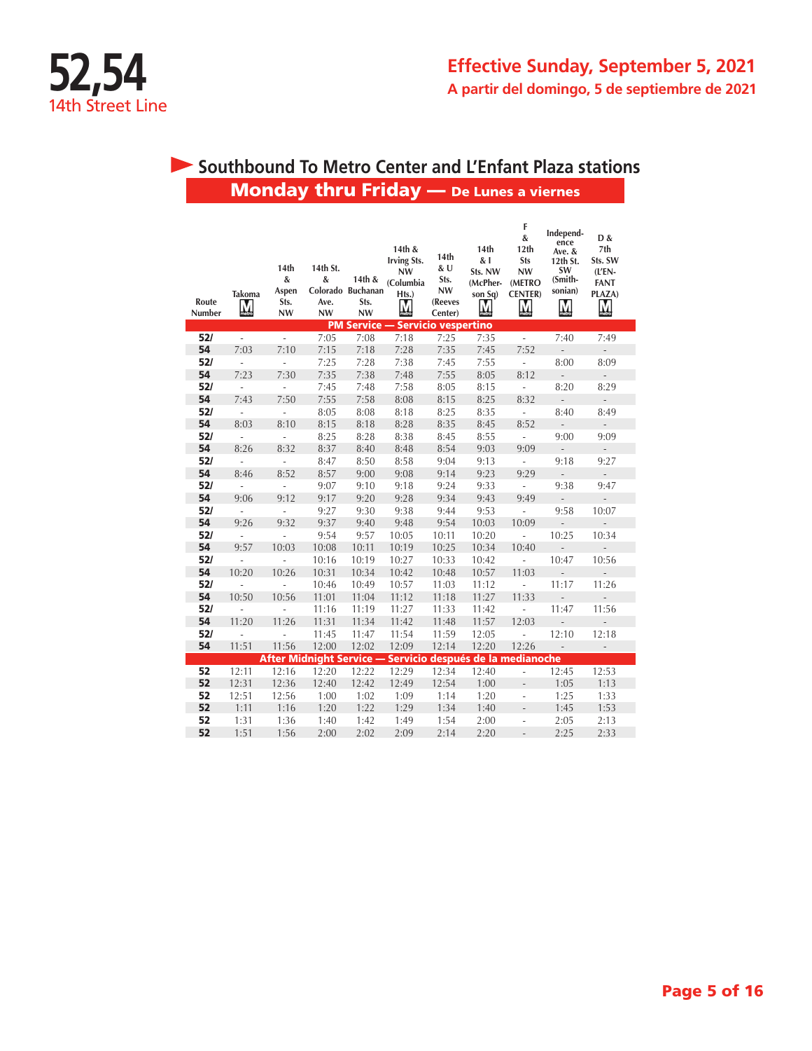# 52,54
## 14th Street Line

**Effective Sunday, September 5, 2021**
**A partir del domingo, 5 de septiembre de 2021**

## Southbound To Metro Center and L'Enfant Plaza stations
### Monday thru Friday — De Lunes a viernes

| Route Number | Takoma M | 14th & Aspen Sts. NW | 14th St. & Colorado Ave. NW | 14th & Buchanan Sts. NW | 14th & Irving Sts. NW (Columbia Hts.) M | 14th & U Sts. NW (Reeves Center) | 14th & I Sts. NW (McPherson Sq) M | F & 12th Sts NW (METRO CENTER) M | Independence Ave. & 12th St. SW (Smithsonian) M | D & 7th Sts. SW (L'ENFANT PLAZA) M |
|---|---|---|---|---|---|---|---|---|---|---|
| **PM Service — Servicio vespertino** | | | | | | | | | | |
| 52/ | - | - | 7:05 | 7:08 | 7:18 | 7:25 | 7:35 | - | 7:40 | 7:49 |
| 54 | 7:03 | 7:10 | 7:15 | 7:18 | 7:28 | 7:35 | 7:45 | 7:52 | - | - |
| 52/ | - | - | 7:25 | 7:28 | 7:38 | 7:45 | 7:55 | - | 8:00 | 8:09 |
| 54 | 7:23 | 7:30 | 7:35 | 7:38 | 7:48 | 7:55 | 8:05 | 8:12 | - | - |
| 52/ | - | - | 7:45 | 7:48 | 7:58 | 8:05 | 8:15 | - | 8:20 | 8:29 |
| 54 | 7:43 | 7:50 | 7:55 | 7:58 | 8:08 | 8:15 | 8:25 | 8:32 | - | - |
| 52/ | - | - | 8:05 | 8:08 | 8:18 | 8:25 | 8:35 | - | 8:40 | 8:49 |
| 54 | 8:03 | 8:10 | 8:15 | 8:18 | 8:28 | 8:35 | 8:45 | 8:52 | - | - |
| 52/ | - | - | 8:25 | 8:28 | 8:38 | 8:45 | 8:55 | - | 9:00 | 9:09 |
| 54 | 8:26 | 8:32 | 8:37 | 8:40 | 8:48 | 8:54 | 9:03 | 9:09 | - | - |
| 52/ | - | - | 8:47 | 8:50 | 8:58 | 9:04 | 9:13 | - | 9:18 | 9:27 |
| 54 | 8:46 | 8:52 | 8:57 | 9:00 | 9:08 | 9:14 | 9:23 | 9:29 | - | - |
| 52/ | - | - | 9:07 | 9:10 | 9:18 | 9:24 | 9:33 | - | 9:38 | 9:47 |
| 54 | 9:06 | 9:12 | 9:17 | 9:20 | 9:28 | 9:34 | 9:43 | 9:49 | - | - |
| 52/ | - | - | 9:27 | 9:30 | 9:38 | 9:44 | 9:53 | - | 9:58 | 10:07 |
| 54 | 9:26 | 9:32 | 9:37 | 9:40 | 9:48 | 9:54 | 10:03 | 10:09 | - | - |
| 52/ | - | - | 9:54 | 9:57 | 10:05 | 10:11 | 10:20 | - | 10:25 | 10:34 |
| 54 | 9:57 | 10:03 | 10:08 | 10:11 | 10:19 | 10:25 | 10:34 | 10:40 | - | - |
| 52/ | - | - | 10:16 | 10:19 | 10:27 | 10:33 | 10:42 | - | 10:47 | 10:56 |
| 54 | 10:20 | 10:26 | 10:31 | 10:34 | 10:42 | 10:48 | 10:57 | 11:03 | - | - |
| 52/ | - | - | 10:46 | 10:49 | 10:57 | 11:03 | 11:12 | - | 11:17 | 11:26 |
| 54 | 10:50 | 10:56 | 11:01 | 11:04 | 11:12 | 11:18 | 11:27 | 11:33 | - | - |
| 52/ | - | - | 11:16 | 11:19 | 11:27 | 11:33 | 11:42 | - | 11:47 | 11:56 |
| 54 | 11:20 | 11:26 | 11:31 | 11:34 | 11:42 | 11:48 | 11:57 | 12:03 | - | - |
| 52/ | - | - | 11:45 | 11:47 | 11:54 | 11:59 | 12:05 | - | 12:10 | 12:18 |
| 54 | 11:51 | 11:56 | 12:00 | 12:02 | 12:09 | 12:14 | 12:20 | 12:26 | - | - |
| **After Midnight Service — Servicio después de la medianoche** | | | | | | | | | | |
| 52 | 12:11 | 12:16 | 12:20 | 12:22 | 12:29 | 12:34 | 12:40 | - | 12:45 | 12:53 |
| 52 | 12:31 | 12:36 | 12:40 | 12:42 | 12:49 | 12:54 | 1:00 | - | 1:05 | 1:13 |
| 52 | 12:51 | 12:56 | 1:00 | 1:02 | 1:09 | 1:14 | 1:20 | - | 1:25 | 1:33 |
| 52 | 1:11 | 1:16 | 1:20 | 1:22 | 1:29 | 1:34 | 1:40 | - | 1:45 | 1:53 |
| 52 | 1:31 | 1:36 | 1:40 | 1:42 | 1:49 | 1:54 | 2:00 | - | 2:05 | 2:13 |
| 52 | 1:51 | 1:56 | 2:00 | 2:02 | 2:09 | 2:14 | 2:20 | - | 2:25 | 2:33 |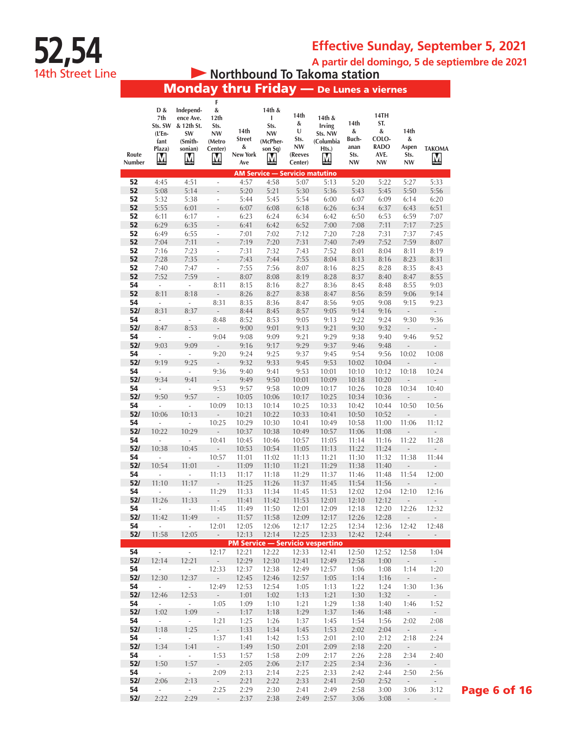# 52,54

14th Street Line

**Effective Sunday, September 5, 2021**

A partir del domingo, 5 de septiembre de 2021

## Northbound To Takoma station

## Monday thru Friday — De Lunes a viernes

| Route Number | D & 7th Sts. SW (L'Enfant Plaza) | Independence Ave. & 12th St. SW (Smithsonian) | F & 12th Sts. NW (Metro Center) | 14th Street & New York Ave | 14th & I Sts. NW (McPherson Sq) | 14th & U Sts. NW (Reeves Center) | 14th & Irving Sts. NW (Columbia Hts.) | 14th & Buchanan Sts. NW | 14TH ST. & COLORADO AVE. NW | 14th & Aspen Sts. NW | TAKOMA |
|---|---|---|---|---|---|---|---|---|---|---|---|
| **AM Service — Servicio matutino** | | | | | | | | | | | |
| 52 | 4:45 | 4:51 | - | 4:57 | 4:58 | 5:07 | 5:13 | 5:20 | 5:22 | 5:27 | 5:33 |
| 52 | 5:08 | 5:14 | - | 5:20 | 5:21 | 5:30 | 5:36 | 5:43 | 5:45 | 5:50 | 5:56 |
| 52 | 5:32 | 5:38 | - | 5:44 | 5:45 | 5:54 | 6:00 | 6:07 | 6:09 | 6:14 | 6:20 |
| 52 | 5:55 | 6:01 | - | 6:07 | 6:08 | 6:18 | 6:26 | 6:34 | 6:37 | 6:43 | 6:51 |
| 52 | 6:11 | 6:17 | - | 6:23 | 6:24 | 6:34 | 6:42 | 6:50 | 6:53 | 6:59 | 7:07 |
| 52 | 6:29 | 6:35 | - | 6:41 | 6:42 | 6:52 | 7:00 | 7:08 | 7:11 | 7:17 | 7:25 |
| 52 | 6:49 | 6:55 | - | 7:01 | 7:02 | 7:12 | 7:20 | 7:28 | 7:31 | 7:37 | 7:45 |
| 52 | 7:04 | 7:11 | - | 7:19 | 7:20 | 7:31 | 7:40 | 7:49 | 7:52 | 7:59 | 8:07 |
| 52 | 7:16 | 7:23 | - | 7:31 | 7:32 | 7:43 | 7:52 | 8:01 | 8:04 | 8:11 | 8:19 |
| 52 | 7:28 | 7:35 | - | 7:43 | 7:44 | 7:55 | 8:04 | 8:13 | 8:16 | 8:23 | 8:31 |
| 52 | 7:40 | 7:47 | - | 7:55 | 7:56 | 8:07 | 8:16 | 8:25 | 8:28 | 8:35 | 8:43 |
| 52 | 7:52 | 7:59 | - | 8:07 | 8:08 | 8:19 | 8:28 | 8:37 | 8:40 | 8:47 | 8:55 |
| 54 | - | - | 8:11 | 8:15 | 8:16 | 8:27 | 8:36 | 8:45 | 8:48 | 8:55 | 9:03 |
| 52 | 8:11 | 8:18 | - | 8:26 | 8:27 | 8:38 | 8:47 | 8:56 | 8:59 | 9:06 | 9:14 |
| 54 | - | - | 8:31 | 8:35 | 8:36 | 8:47 | 8:56 | 9:05 | 9:08 | 9:15 | 9:23 |
| 52/ | 8:31 | 8:37 | - | 8:44 | 8:45 | 8:57 | 9:05 | 9:14 | 9:16 | - | - |
| 54 | - | - | 8:48 | 8:52 | 8:53 | 9:05 | 9:13 | 9:22 | 9:24 | 9:30 | 9:36 |
| 52/ | 8:47 | 8:53 | - | 9:00 | 9:01 | 9:13 | 9:21 | 9:30 | 9:32 | - | - |
| 54 | - | - | 9:04 | 9:08 | 9:09 | 9:21 | 9:29 | 9:38 | 9:40 | 9:46 | 9:52 |
| 52/ | 9:03 | 9:09 | - | 9:16 | 9:17 | 9:29 | 9:37 | 9:46 | 9:48 | - | - |
| 54 | - | - | 9:20 | 9:24 | 9:25 | 9:37 | 9:45 | 9:54 | 9:56 | 10:02 | 10:08 |
| 52/ | 9:19 | 9:25 | - | 9:32 | 9:33 | 9:45 | 9:53 | 10:02 | 10:04 | - | - |
| 54 | - | - | 9:36 | 9:40 | 9:41 | 9:53 | 10:01 | 10:10 | 10:12 | 10:18 | 10:24 |
| 52/ | 9:34 | 9:41 | - | 9:49 | 9:50 | 10:01 | 10:09 | 10:18 | 10:20 | - | - |
| 54 | - | - | 9:53 | 9:57 | 9:58 | 10:09 | 10:17 | 10:26 | 10:28 | 10:34 | 10:40 |
| 52/ | 9:50 | 9:57 | - | 10:05 | 10:06 | 10:17 | 10:25 | 10:34 | 10:36 | - | - |
| 54 | - | - | 10:09 | 10:13 | 10:14 | 10:25 | 10:33 | 10:42 | 10:44 | 10:50 | 10:56 |
| 52/ | 10:06 | 10:13 | - | 10:21 | 10:22 | 10:33 | 10:41 | 10:50 | 10:52 | - | - |
| 54 | - | - | 10:25 | 10:29 | 10:30 | 10:41 | 10:49 | 10:58 | 11:00 | 11:06 | 11:12 |
| 52/ | 10:22 | 10:29 | - | 10:37 | 10:38 | 10:49 | 10:57 | 11:06 | 11:08 | - | - |
| 54 | - | - | 10:41 | 10:45 | 10:46 | 10:57 | 11:05 | 11:14 | 11:16 | 11:22 | 11:28 |
| 52/ | 10:38 | 10:45 | - | 10:53 | 10:54 | 11:05 | 11:13 | 11:22 | 11:24 | - | - |
| 54 | - | - | 10:57 | 11:01 | 11:02 | 11:13 | 11:21 | 11:30 | 11:32 | 11:38 | 11:44 |
| 52/ | 10:54 | 11:01 | - | 11:09 | 11:10 | 11:21 | 11:29 | 11:38 | 11:40 | - | - |
| 54 | - | - | 11:13 | 11:17 | 11:18 | 11:29 | 11:37 | 11:46 | 11:48 | 11:54 | 12:00 |
| 52/ | 11:10 | 11:17 | - | 11:25 | 11:26 | 11:37 | 11:45 | 11:54 | 11:56 | - | - |
| 54 | - | - | 11:29 | 11:33 | 11:34 | 11:45 | 11:53 | 12:02 | 12:04 | 12:10 | 12:16 |
| 52/ | 11:26 | 11:33 | - | 11:41 | 11:42 | 11:53 | 12:01 | 12:10 | 12:12 | - | - |
| 54 | - | - | 11:45 | 11:49 | 11:50 | 12:01 | 12:09 | 12:18 | 12:20 | 12:26 | 12:32 |
| 52/ | 11:42 | 11:49 | - | 11:57 | 11:58 | 12:09 | 12:17 | 12:26 | 12:28 | - | - |
| 54 | - | - | 12:01 | 12:05 | 12:06 | 12:17 | 12:25 | 12:34 | 12:36 | 12:42 | 12:48 |
| 52/ | 11:58 | 12:05 | - | 12:13 | 12:14 | 12:25 | 12:33 | 12:42 | 12:44 | - | - |
| **PM Service — Servicio vespertino** | | | | | | | | | | | |
| 54 | - | - | 12:17 | 12:21 | 12:22 | 12:33 | 12:41 | 12:50 | 12:52 | 12:58 | 1:04 |
| 52/ | 12:14 | 12:21 | - | 12:29 | 12:30 | 12:41 | 12:49 | 12:58 | 1:00 | - | - |
| 54 | - | - | 12:33 | 12:37 | 12:38 | 12:49 | 12:57 | 1:06 | 1:08 | 1:14 | 1:20 |
| 52/ | 12:30 | 12:37 | - | 12:45 | 12:46 | 12:57 | 1:05 | 1:14 | 1:16 | - | - |
| 54 | - | - | 12:49 | 12:53 | 12:54 | 1:05 | 1:13 | 1:22 | 1:24 | 1:30 | 1:36 |
| 52/ | 12:46 | 12:53 | - | 1:01 | 1:02 | 1:13 | 1:21 | 1:30 | 1:32 | - | - |
| 54 | - | - | 1:05 | 1:09 | 1:10 | 1:21 | 1:29 | 1:38 | 1:40 | 1:46 | 1:52 |
| 52/ | 1:02 | 1:09 | - | 1:17 | 1:18 | 1:29 | 1:37 | 1:46 | 1:48 | - | - |
| 54 | - | - | 1:21 | 1:25 | 1:26 | 1:37 | 1:45 | 1:54 | 1:56 | 2:02 | 2:08 |
| 52/ | 1:18 | 1:25 | - | 1:33 | 1:34 | 1:45 | 1:53 | 2:02 | 2:04 | - | - |
| 54 | - | - | 1:37 | 1:41 | 1:42 | 1:53 | 2:01 | 2:10 | 2:12 | 2:18 | 2:24 |
| 52/ | 1:34 | 1:41 | - | 1:49 | 1:50 | 2:01 | 2:09 | 2:18 | 2:20 | - | - |
| 54 | - | - | 1:53 | 1:57 | 1:58 | 2:09 | 2:17 | 2:26 | 2:28 | 2:34 | 2:40 |
| 52/ | 1:50 | 1:57 | - | 2:05 | 2:06 | 2:17 | 2:25 | 2:34 | 2:36 | - | - |
| 54 | - | - | 2:09 | 2:13 | 2:14 | 2:25 | 2:33 | 2:42 | 2:44 | 2:50 | 2:56 |
| 52/ | 2:06 | 2:13 | - | 2:21 | 2:22 | 2:33 | 2:41 | 2:50 | 2:52 | - | - |
| 54 | - | - | 2:25 | 2:29 | 2:30 | 2:41 | 2:49 | 2:58 | 3:00 | 3:06 | 3:12 |
| 52/ | 2:22 | 2:29 | - | 2:37 | 2:38 | 2:49 | 2:57 | 3:06 | 3:08 | - | - |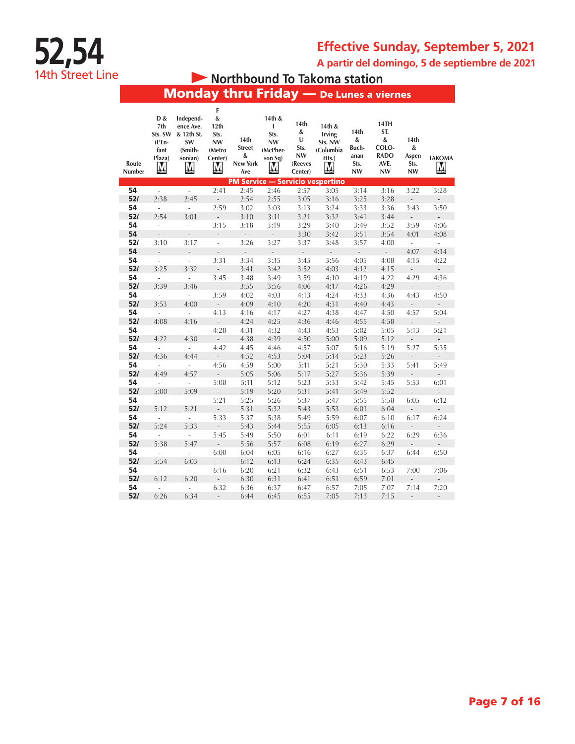# 52,54

14th Street Line

## Effective Sunday, September 5, 2021

**A partir del domingo, 5 de septiembre de 2021**

### Northbound To Takoma station

### Monday thru Friday — De Lunes a viernes

| Route Number | D & 7th Sts. SW (L'Enfant Plaza) | Independence Ave. & 12th St. SW (Smithsonian) | F & 12th Sts. NW (Metro Center) | 14th Street & New York Ave | 14th & I Sts. NW (McPherson Sq) | 14th & U Sts. NW (Reeves Center) | 14th & Irving Sts. NW (Columbia Hts.) | 14th & Buchanan Sts. NW | 14TH ST. & COLORADO AVE. NW | 14th & Aspen Sts. NW | TAKOMA |
|---|---|---|---|---|---|---|---|---|---|---|---|
| **PM Service — Servicio vespertino** | | | | | | | | | | | |
| 54 | - | - | 2:41 | 2:45 | 2:46 | 2:57 | 3:05 | 3:14 | 3:16 | 3:22 | 3:28 |
| 52/ | 2:38 | 2:45 | - | 2:54 | 2:55 | 3:05 | 3:16 | 3:25 | 3:28 | - | - |
| 54 | - | - | 2:59 | 3:02 | 3:03 | 3:13 | 3:24 | 3:33 | 3:36 | 3:43 | 3:50 |
| 52/ | 2:54 | 3:01 | - | 3:10 | 3:11 | 3:21 | 3:32 | 3:41 | 3:44 | - | - |
| 54 | - | - | 3:15 | 3:18 | 3:19 | 3:29 | 3:40 | 3:49 | 3:52 | 3:59 | 4:06 |
| 54 | - | - | - | - | - | 3:30 | 3:42 | 3:51 | 3:54 | 4:01 | 4:08 |
| 52/ | 3:10 | 3:17 | - | 3:26 | 3:27 | 3:37 | 3:48 | 3:57 | 4:00 | - | - |
| 54 | - | - | - | - | - | - | - | - | - | 4:07 | 4:14 |
| 54 | - | - | 3:31 | 3:34 | 3:35 | 3:45 | 3:56 | 4:05 | 4:08 | 4:15 | 4:22 |
| 52/ | 3:25 | 3:32 | - | 3:41 | 3:42 | 3:52 | 4:03 | 4:12 | 4:15 | - | - |
| 54 | - | - | 3:45 | 3:48 | 3:49 | 3:59 | 4:10 | 4:19 | 4:22 | 4:29 | 4:36 |
| 52/ | 3:39 | 3:46 | - | 3:55 | 3:56 | 4:06 | 4:17 | 4:26 | 4:29 | - | - |
| 54 | - | - | 3:59 | 4:02 | 4:03 | 4:13 | 4:24 | 4:33 | 4:36 | 4:43 | 4:50 |
| 52/ | 3:53 | 4:00 | - | 4:09 | 4:10 | 4:20 | 4:31 | 4:40 | 4:43 | - | - |
| 54 | - | - | 4:13 | 4:16 | 4:17 | 4:27 | 4:38 | 4:47 | 4:50 | 4:57 | 5:04 |
| 52/ | 4:08 | 4:16 | - | 4:24 | 4:25 | 4:36 | 4:46 | 4:55 | 4:58 | - | - |
| 54 | - | - | 4:28 | 4:31 | 4:32 | 4:43 | 4:53 | 5:02 | 5:05 | 5:13 | 5:21 |
| 52/ | 4:22 | 4:30 | - | 4:38 | 4:39 | 4:50 | 5:00 | 5:09 | 5:12 | - | - |
| 54 | - | - | 4:42 | 4:45 | 4:46 | 4:57 | 5:07 | 5:16 | 5:19 | 5:27 | 5:35 |
| 52/ | 4:36 | 4:44 | - | 4:52 | 4:53 | 5:04 | 5:14 | 5:23 | 5:26 | - | - |
| 54 | - | - | 4:56 | 4:59 | 5:00 | 5:11 | 5:21 | 5:30 | 5:33 | 5:41 | 5:49 |
| 52/ | 4:49 | 4:57 | - | 5:05 | 5:06 | 5:17 | 5:27 | 5:36 | 5:39 | - | - |
| 54 | - | - | 5:08 | 5:11 | 5:12 | 5:23 | 5:33 | 5:42 | 5:45 | 5:53 | 6:01 |
| 52/ | 5:00 | 5:09 | - | 5:19 | 5:20 | 5:31 | 5:41 | 5:49 | 5:52 | - | - |
| 54 | - | - | 5:21 | 5:25 | 5:26 | 5:37 | 5:47 | 5:55 | 5:58 | 6:05 | 6:12 |
| 52/ | 5:12 | 5:21 | - | 5:31 | 5:32 | 5:43 | 5:53 | 6:01 | 6:04 | - | - |
| 54 | - | - | 5:33 | 5:37 | 5:38 | 5:49 | 5:59 | 6:07 | 6:10 | 6:17 | 6:24 |
| 52/ | 5:24 | 5:33 | - | 5:43 | 5:44 | 5:55 | 6:05 | 6:13 | 6:16 | - | - |
| 54 | - | - | 5:45 | 5:49 | 5:50 | 6:01 | 6:11 | 6:19 | 6:22 | 6:29 | 6:36 |
| 52/ | 5:38 | 5:47 | - | 5:56 | 5:57 | 6:08 | 6:19 | 6:27 | 6:29 | - | - |
| 54 | - | - | 6:00 | 6:04 | 6:05 | 6:16 | 6:27 | 6:35 | 6:37 | 6:44 | 6:50 |
| 52/ | 5:54 | 6:03 | - | 6:12 | 6:13 | 6:24 | 6:35 | 6:43 | 6:45 | - | - |
| 54 | - | - | 6:16 | 6:20 | 6:21 | 6:32 | 6:43 | 6:51 | 6:53 | 7:00 | 7:06 |
| 52/ | 6:12 | 6:20 | - | 6:30 | 6:31 | 6:41 | 6:51 | 6:59 | 7:01 | - | - |
| 54 | - | - | 6:32 | 6:36 | 6:37 | 6:47 | 6:57 | 7:05 | 7:07 | 7:14 | 7:20 |
| 52/ | 6:26 | 6:34 | - | 6:44 | 6:45 | 6:55 | 7:05 | 7:13 | 7:15 | - | - |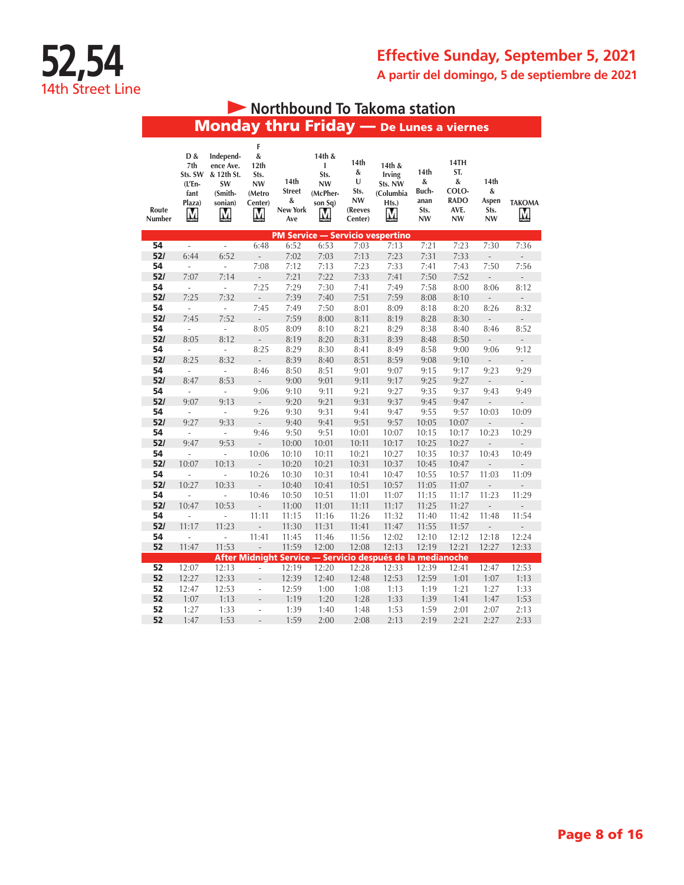# 52,54

14th Street Line

**Effective Sunday, September 5, 2021**

**A partir del domingo, 5 de septiembre de 2021**

## Northbound To Takoma station

### Monday thru Friday — De Lunes a viernes

| Route Number | D & 7th Sts. SW (L'Enfant Plaza) M | Independence Ave. & 12th St. SW (Smithsonian) M | F & 12th Sts. NW (Metro Center) M | 14th Street & New York Ave | 14th & I Sts. NW (McPherson Sq) M | 14th & U Sts. NW (Reeves Center) | 14th & Irving Sts. NW (Columbia Hts.) M | 14th & Buchanan Sts. NW | 14TH ST. & COLORADO AVE. NW | 14th & Aspen Sts. NW | TAKOMA M |
|---|---|---|---|---|---|---|---|---|---|---|---|
| **PM Service — Servicio vespertino** | | | | | | | | | | | |
| 54 | - | - | 6:48 | 6:52 | 6:53 | 7:03 | 7:13 | 7:21 | 7:23 | 7:30 | 7:36 |
| 52/ | 6:44 | 6:52 | - | 7:02 | 7:03 | 7:13 | 7:23 | 7:31 | 7:33 | - | - |
| 54 | - | - | 7:08 | 7:12 | 7:13 | 7:23 | 7:33 | 7:41 | 7:43 | 7:50 | 7:56 |
| 52/ | 7:07 | 7:14 | - | 7:21 | 7:22 | 7:33 | 7:41 | 7:50 | 7:52 | - | - |
| 54 | - | - | 7:25 | 7:29 | 7:30 | 7:41 | 7:49 | 7:58 | 8:00 | 8:06 | 8:12 |
| 52/ | 7:25 | 7:32 | - | 7:39 | 7:40 | 7:51 | 7:59 | 8:08 | 8:10 | - | - |
| 54 | - | - | 7:45 | 7:49 | 7:50 | 8:01 | 8:09 | 8:18 | 8:20 | 8:26 | 8:32 |
| 52/ | 7:45 | 7:52 | - | 7:59 | 8:00 | 8:11 | 8:19 | 8:28 | 8:30 | - | - |
| 54 | - | - | 8:05 | 8:09 | 8:10 | 8:21 | 8:29 | 8:38 | 8:40 | 8:46 | 8:52 |
| 52/ | 8:05 | 8:12 | - | 8:19 | 8:20 | 8:31 | 8:39 | 8:48 | 8:50 | - | - |
| 54 | - | - | 8:25 | 8:29 | 8:30 | 8:41 | 8:49 | 8:58 | 9:00 | 9:06 | 9:12 |
| 52/ | 8:25 | 8:32 | - | 8:39 | 8:40 | 8:51 | 8:59 | 9:08 | 9:10 | - | - |
| 54 | - | - | 8:46 | 8:50 | 8:51 | 9:01 | 9:07 | 9:15 | 9:17 | 9:23 | 9:29 |
| 52/ | 8:47 | 8:53 | - | 9:00 | 9:01 | 9:11 | 9:17 | 9:25 | 9:27 | - | - |
| 54 | - | - | 9:06 | 9:10 | 9:11 | 9:21 | 9:27 | 9:35 | 9:37 | 9:43 | 9:49 |
| 52/ | 9:07 | 9:13 | - | 9:20 | 9:21 | 9:31 | 9:37 | 9:45 | 9:47 | - | - |
| 54 | - | - | 9:26 | 9:30 | 9:31 | 9:41 | 9:47 | 9:55 | 9:57 | 10:03 | 10:09 |
| 52/ | 9:27 | 9:33 | - | 9:40 | 9:41 | 9:51 | 9:57 | 10:05 | 10:07 | - | - |
| 54 | - | - | 9:46 | 9:50 | 9:51 | 10:01 | 10:07 | 10:15 | 10:17 | 10:23 | 10:29 |
| 52/ | 9:47 | 9:53 | - | 10:00 | 10:01 | 10:11 | 10:17 | 10:25 | 10:27 | - | - |
| 54 | - | - | 10:06 | 10:10 | 10:11 | 10:21 | 10:27 | 10:35 | 10:37 | 10:43 | 10:49 |
| 52/ | 10:07 | 10:13 | - | 10:20 | 10:21 | 10:31 | 10:37 | 10:45 | 10:47 | - | - |
| 54 | - | - | 10:26 | 10:30 | 10:31 | 10:41 | 10:47 | 10:55 | 10:57 | 11:03 | 11:09 |
| 52/ | 10:27 | 10:33 | - | 10:40 | 10:41 | 10:51 | 10:57 | 11:05 | 11:07 | - | - |
| 54 | - | - | 10:46 | 10:50 | 10:51 | 11:01 | 11:07 | 11:15 | 11:17 | 11:23 | 11:29 |
| 52/ | 10:47 | 10:53 | - | 11:00 | 11:01 | 11:11 | 11:17 | 11:25 | 11:27 | - | - |
| 54 | - | - | 11:11 | 11:15 | 11:16 | 11:26 | 11:32 | 11:40 | 11:42 | 11:48 | 11:54 |
| 52/ | 11:17 | 11:23 | - | 11:30 | 11:31 | 11:41 | 11:47 | 11:55 | 11:57 | - | - |
| 54 | - | - | 11:41 | 11:45 | 11:46 | 11:56 | 12:02 | 12:10 | 12:12 | 12:18 | 12:24 |
| 52 | 11:47 | 11:53 | - | 11:59 | 12:00 | 12:08 | 12:13 | 12:19 | 12:21 | 12:27 | 12:33 |
| **After Midnight Service — Servicio después de la medianoche** | | | | | | | | | | | |
| 52 | 12:07 | 12:13 | - | 12:19 | 12:20 | 12:28 | 12:33 | 12:39 | 12:41 | 12:47 | 12:53 |
| 52 | 12:27 | 12:33 | - | 12:39 | 12:40 | 12:48 | 12:53 | 12:59 | 1:01 | 1:07 | 1:13 |
| 52 | 12:47 | 12:53 | - | 12:59 | 1:00 | 1:08 | 1:13 | 1:19 | 1:21 | 1:27 | 1:33 |
| 52 | 1:07 | 1:13 | - | 1:19 | 1:20 | 1:28 | 1:33 | 1:39 | 1:41 | 1:47 | 1:53 |
| 52 | 1:27 | 1:33 | - | 1:39 | 1:40 | 1:48 | 1:53 | 1:59 | 2:01 | 2:07 | 2:13 |
| 52 | 1:47 | 1:53 | - | 1:59 | 2:00 | 2:08 | 2:13 | 2:19 | 2:21 | 2:27 | 2:33 |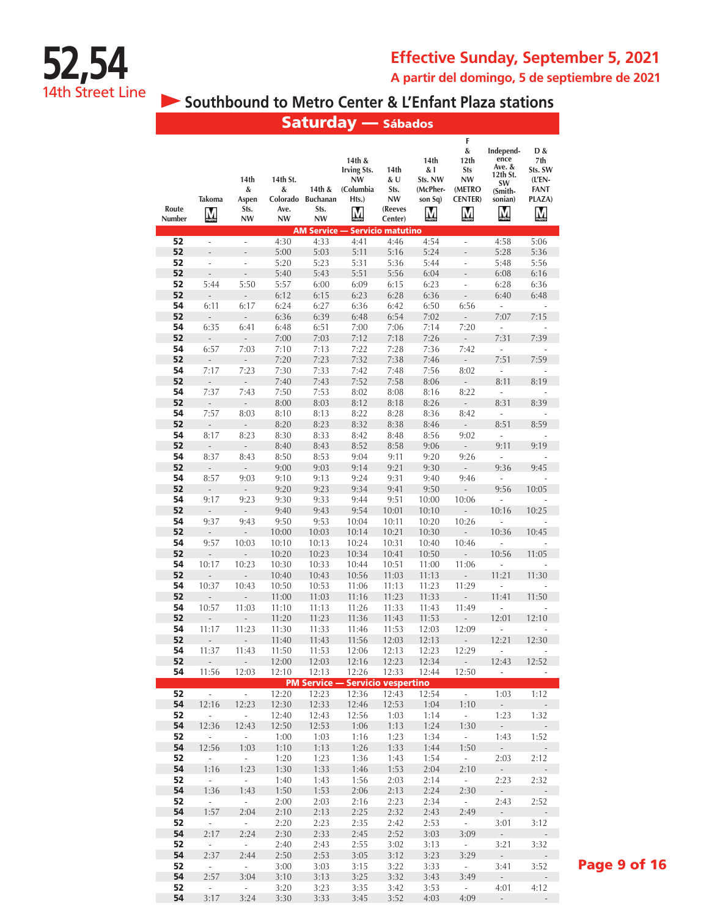# 52,54

14th Street Line

**Effective Sunday, September 5, 2021**

**A partir del domingo, 5 de septiembre de 2021**

## Southbound to Metro Center & L'Enfant Plaza stations

### Saturday — Sábados

| Route Number | Takoma (M) | 14th & Aspen Sts. NW | 14th St. & Colorado Ave. NW | 14th & Buchanan Sts. NW | 14th & Irving Sts. NW (Columbia Hts.) (M) | 14th & U Sts. NW (Reeves Center) | 14th & I Sts. NW (McPherson Sq) (M) | F & 12th Sts NW (METRO CENTER) (M) | Independence Ave. & 12th St. SW (Smithsonian) (M) | D & 7th Sts. SW (L'ENFANT PLAZA) (M) |
|---|---|---|---|---|---|---|---|---|---|---|
| **AM Service — Servicio matutino** | | | | | | | | | | |
| 52 | - | - | 4:30 | 4:33 | 4:41 | 4:46 | 4:54 | - | 4:58 | 5:06 |
| 52 | - | - | 5:00 | 5:03 | 5:11 | 5:16 | 5:24 | - | 5:28 | 5:36 |
| 52 | - | - | 5:20 | 5:23 | 5:31 | 5:36 | 5:44 | - | 5:48 | 5:56 |
| 52 | - | - | 5:40 | 5:43 | 5:51 | 5:56 | 6:04 | - | 6:08 | 6:16 |
| 52 | 5:44 | 5:50 | 5:57 | 6:00 | 6:09 | 6:15 | 6:23 | - | 6:28 | 6:36 |
| 52 | - | - | 6:12 | 6:15 | 6:23 | 6:28 | 6:36 | - | 6:40 | 6:48 |
| 54 | 6:11 | 6:17 | 6:24 | 6:27 | 6:36 | 6:42 | 6:50 | 6:56 | - | - |
| 52 | - | - | 6:36 | 6:39 | 6:48 | 6:54 | 7:02 | - | 7:07 | 7:15 |
| 54 | 6:35 | 6:41 | 6:48 | 6:51 | 7:00 | 7:06 | 7:14 | 7:20 | - | - |
| 52 | - | - | 7:00 | 7:03 | 7:12 | 7:18 | 7:26 | - | 7:31 | 7:39 |
| 54 | 6:57 | 7:03 | 7:10 | 7:13 | 7:22 | 7:28 | 7:36 | 7:42 | - | - |
| 52 | - | - | 7:20 | 7:23 | 7:32 | 7:38 | 7:46 | - | 7:51 | 7:59 |
| 54 | 7:17 | 7:23 | 7:30 | 7:33 | 7:42 | 7:48 | 7:56 | 8:02 | - | - |
| 52 | - | - | 7:40 | 7:43 | 7:52 | 7:58 | 8:06 | - | 8:11 | 8:19 |
| 54 | 7:37 | 7:43 | 7:50 | 7:53 | 8:02 | 8:08 | 8:16 | 8:22 | - | - |
| 52 | - | - | 8:00 | 8:03 | 8:12 | 8:18 | 8:26 | - | 8:31 | 8:39 |
| 54 | 7:57 | 8:03 | 8:10 | 8:13 | 8:22 | 8:28 | 8:36 | 8:42 | - | - |
| 52 | - | - | 8:20 | 8:23 | 8:32 | 8:38 | 8:46 | - | 8:51 | 8:59 |
| 54 | 8:17 | 8:23 | 8:30 | 8:33 | 8:42 | 8:48 | 8:56 | 9:02 | - | - |
| 52 | - | - | 8:40 | 8:43 | 8:52 | 8:58 | 9:06 | - | 9:11 | 9:19 |
| 54 | 8:37 | 8:43 | 8:50 | 8:53 | 9:04 | 9:11 | 9:20 | 9:26 | - | - |
| 52 | - | - | 9:00 | 9:03 | 9:14 | 9:21 | 9:30 | - | 9:36 | 9:45 |
| 54 | 8:57 | 9:03 | 9:10 | 9:13 | 9:24 | 9:31 | 9:40 | 9:46 | - | - |
| 52 | - | - | 9:20 | 9:23 | 9:34 | 9:41 | 9:50 | - | 9:56 | 10:05 |
| 54 | 9:17 | 9:23 | 9:30 | 9:33 | 9:44 | 9:51 | 10:00 | 10:06 | - | - |
| 52 | - | - | 9:40 | 9:43 | 9:54 | 10:01 | 10:10 | - | 10:16 | 10:25 |
| 54 | 9:37 | 9:43 | 9:50 | 9:53 | 10:04 | 10:11 | 10:20 | 10:26 | - | - |
| 52 | - | - | 10:00 | 10:03 | 10:14 | 10:21 | 10:30 | - | 10:36 | 10:45 |
| 54 | 9:57 | 10:03 | 10:10 | 10:13 | 10:24 | 10:31 | 10:40 | 10:46 | - | - |
| 52 | - | - | 10:20 | 10:23 | 10:34 | 10:41 | 10:50 | - | 10:56 | 11:05 |
| 54 | 10:17 | 10:23 | 10:30 | 10:33 | 10:44 | 10:51 | 11:00 | 11:06 | - | - |
| 52 | - | - | 10:40 | 10:43 | 10:56 | 11:03 | 11:13 | - | 11:21 | 11:30 |
| 54 | 10:37 | 10:43 | 10:50 | 10:53 | 11:06 | 11:13 | 11:23 | 11:29 | - | - |
| 52 | - | - | 11:00 | 11:03 | 11:16 | 11:23 | 11:33 | - | 11:41 | 11:50 |
| 54 | 10:57 | 11:03 | 11:10 | 11:13 | 11:26 | 11:33 | 11:43 | 11:49 | - | - |
| 52 | - | - | 11:20 | 11:23 | 11:36 | 11:43 | 11:53 | - | 12:01 | 12:10 |
| 54 | 11:17 | 11:23 | 11:30 | 11:33 | 11:46 | 11:53 | 12:03 | 12:09 | - | - |
| 52 | - | - | 11:40 | 11:43 | 11:56 | 12:03 | 12:13 | - | 12:21 | 12:30 |
| 54 | 11:37 | 11:43 | 11:50 | 11:53 | 12:06 | 12:13 | 12:23 | 12:29 | - | - |
| 52 | - | - | 12:00 | 12:03 | 12:16 | 12:23 | 12:34 | - | 12:43 | 12:52 |
| 54 | 11:56 | 12:03 | 12:10 | 12:13 | 12:26 | 12:33 | 12:44 | 12:50 | - | - |
| **PM Service — Servicio vespertino** | | | | | | | | | | |
| 52 | - | - | 12:20 | 12:23 | 12:36 | 12:43 | 12:54 | - | 1:03 | 1:12 |
| 54 | 12:16 | 12:23 | 12:30 | 12:33 | 12:46 | 12:53 | 1:04 | 1:10 | - | - |
| 52 | - | - | 12:40 | 12:43 | 12:56 | 1:03 | 1:14 | - | 1:23 | 1:32 |
| 54 | 12:36 | 12:43 | 12:50 | 12:53 | 1:06 | 1:13 | 1:24 | 1:30 | - | - |
| 52 | - | - | 1:00 | 1:03 | 1:16 | 1:23 | 1:34 | - | 1:43 | 1:52 |
| 54 | 12:56 | 1:03 | 1:10 | 1:13 | 1:26 | 1:33 | 1:44 | 1:50 | - | - |
| 52 | - | - | 1:20 | 1:23 | 1:36 | 1:43 | 1:54 | - | 2:03 | 2:12 |
| 54 | 1:16 | 1:23 | 1:30 | 1:33 | 1:46 | 1:53 | 2:04 | 2:10 | - | - |
| 52 | - | - | 1:40 | 1:43 | 1:56 | 2:03 | 2:14 | - | 2:23 | 2:32 |
| 54 | 1:36 | 1:43 | 1:50 | 1:53 | 2:06 | 2:13 | 2:24 | 2:30 | - | - |
| 52 | - | - | 2:00 | 2:03 | 2:16 | 2:23 | 2:34 | - | 2:43 | 2:52 |
| 54 | 1:57 | 2:04 | 2:10 | 2:13 | 2:25 | 2:32 | 2:43 | 2:49 | - | - |
| 52 | - | - | 2:20 | 2:23 | 2:35 | 2:42 | 2:53 | - | 3:01 | 3:12 |
| 54 | 2:17 | 2:24 | 2:30 | 2:33 | 2:45 | 2:52 | 3:03 | 3:09 | - | - |
| 52 | - | - | 2:40 | 2:43 | 2:55 | 3:02 | 3:13 | - | 3:21 | 3:32 |
| 54 | 2:37 | 2:44 | 2:50 | 2:53 | 3:05 | 3:12 | 3:23 | 3:29 | - | - |
| 52 | - | - | 3:00 | 3:03 | 3:15 | 3:22 | 3:33 | - | 3:41 | 3:52 |
| 54 | 2:57 | 3:04 | 3:10 | 3:13 | 3:25 | 3:32 | 3:43 | 3:49 | - | - |
| 52 | - | - | 3:20 | 3:23 | 3:35 | 3:42 | 3:53 | - | 4:01 | 4:12 |
| 54 | 3:17 | 3:24 | 3:30 | 3:33 | 3:45 | 3:52 | 4:03 | 4:09 | - | - |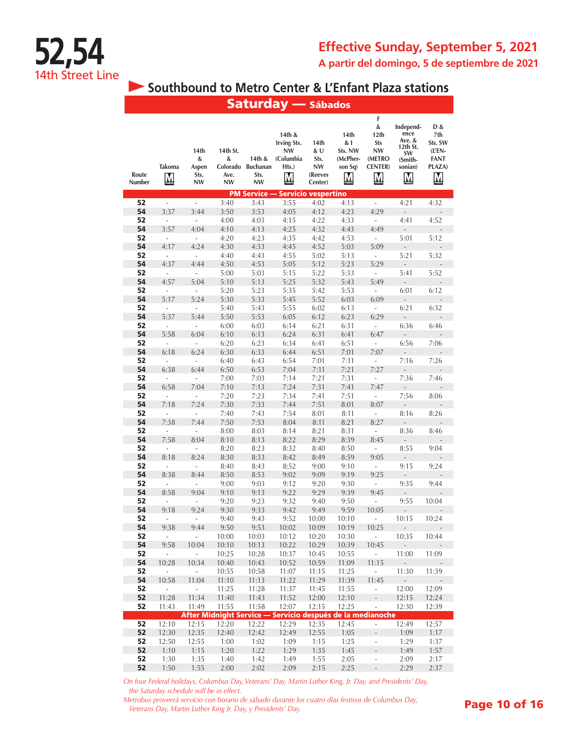# 52,54
14th Street Line

**Effective Sunday, September 5, 2021**
**A partir del domingo, 5 de septiembre de 2021**

## Southbound to Metro Center & L'Enfant Plaza stations

### Saturday — Sábados

| Route Number | Takoma (Metro) | 14th & Aspen Sts. NW | 14th St. & Colorado Ave. NW | 14th & Buchanan Sts. NW | 14th & Irving Sts. NW (Columbia Hts.) (Metro) | 14th & U Sts. NW (Reeves Center) | 14th & I Sts. NW (McPherson Sq) (Metro) | F & 12th Sts NW (METRO CENTER) (Metro) | Independence Ave. & 12th St. SW (Smithsonian) (Metro) | D & 7th Sts. SW (L'ENFANT PLAZA) (Metro) |
|---|---|---|---|---|---|---|---|---|---|---|
| **PM Service — Servicio vespertino** | | | | | | | | | | |
| 52 | - | - | 3:40 | 3:43 | 3:55 | 4:02 | 4:13 | - | 4:21 | 4:32 |
| 54 | 3:37 | 3:44 | 3:50 | 3:53 | 4:05 | 4:12 | 4:23 | 4:29 | - | - |
| 52 | - | - | 4:00 | 4:03 | 4:15 | 4:22 | 4:33 | - | 4:41 | 4:52 |
| 54 | 3:57 | 4:04 | 4:10 | 4:13 | 4:25 | 4:32 | 4:43 | 4:49 | - | - |
| 52 | - | - | 4:20 | 4:23 | 4:35 | 4:42 | 4:53 | - | 5:01 | 5:12 |
| 54 | 4:17 | 4:24 | 4:30 | 4:33 | 4:45 | 4:52 | 5:03 | 5:09 | - | - |
| 52 | - | - | 4:40 | 4:43 | 4:55 | 5:02 | 5:13 | - | 5:21 | 5:32 |
| 54 | 4:37 | 4:44 | 4:50 | 4:53 | 5:05 | 5:12 | 5:23 | 5:29 | - | - |
| 52 | - | - | 5:00 | 5:03 | 5:15 | 5:22 | 5:33 | - | 5:41 | 5:52 |
| 54 | 4:57 | 5:04 | 5:10 | 5:13 | 5:25 | 5:32 | 5:43 | 5:49 | - | - |
| 52 | - | - | 5:20 | 5:23 | 5:35 | 5:42 | 5:53 | - | 6:01 | 6:12 |
| 54 | 5:17 | 5:24 | 5:30 | 5:33 | 5:45 | 5:52 | 6:03 | 6:09 | - | - |
| 52 | - | - | 5:40 | 5:43 | 5:55 | 6:02 | 6:13 | - | 6:21 | 6:32 |
| 54 | 5:37 | 5:44 | 5:50 | 5:53 | 6:05 | 6:12 | 6:23 | 6:29 | - | - |
| 52 | - | - | 6:00 | 6:03 | 6:14 | 6:21 | 6:31 | - | 6:36 | 6:46 |
| 54 | 5:58 | 6:04 | 6:10 | 6:13 | 6:24 | 6:31 | 6:41 | 6:47 | - | - |
| 52 | - | - | 6:20 | 6:23 | 6:34 | 6:41 | 6:51 | - | 6:56 | 7:06 |
| 54 | 6:18 | 6:24 | 6:30 | 6:33 | 6:44 | 6:51 | 7:01 | 7:07 | - | - |
| 52 | - | - | 6:40 | 6:43 | 6:54 | 7:01 | 7:11 | - | 7:16 | 7:26 |
| 54 | 6:38 | 6:44 | 6:50 | 6:53 | 7:04 | 7:11 | 7:21 | 7:27 | - | - |
| 52 | - | - | 7:00 | 7:03 | 7:14 | 7:21 | 7:31 | - | 7:36 | 7:46 |
| 54 | 6:58 | 7:04 | 7:10 | 7:13 | 7:24 | 7:31 | 7:41 | 7:47 | - | - |
| 52 | - | - | 7:20 | 7:23 | 7:34 | 7:41 | 7:51 | - | 7:56 | 8:06 |
| 54 | 7:18 | 7:24 | 7:30 | 7:33 | 7:44 | 7:51 | 8:01 | 8:07 | - | - |
| 52 | - | - | 7:40 | 7:43 | 7:54 | 8:01 | 8:11 | - | 8:16 | 8:26 |
| 54 | 7:38 | 7:44 | 7:50 | 7:53 | 8:04 | 8:11 | 8:21 | 8:27 | - | - |
| 52 | - | - | 8:00 | 8:03 | 8:14 | 8:21 | 8:31 | - | 8:36 | 8:46 |
| 54 | 7:58 | 8:04 | 8:10 | 8:13 | 8:22 | 8:29 | 8:39 | 8:45 | - | - |
| 52 | - | - | 8:20 | 8:23 | 8:32 | 8:40 | 8:50 | - | 8:55 | 9:04 |
| 54 | 8:18 | 8:24 | 8:30 | 8:33 | 8:42 | 8:49 | 8:59 | 9:05 | - | - |
| 52 | - | - | 8:40 | 8:43 | 8:52 | 9:00 | 9:10 | - | 9:15 | 9:24 |
| 54 | 8:38 | 8:44 | 8:50 | 8:53 | 9:02 | 9:09 | 9:19 | 9:25 | - | - |
| 52 | - | - | 9:00 | 9:03 | 9:12 | 9:20 | 9:30 | - | 9:35 | 9:44 |
| 54 | 8:58 | 9:04 | 9:10 | 9:13 | 9:22 | 9:29 | 9:39 | 9:45 | - | - |
| 52 | - | - | 9:20 | 9:23 | 9:32 | 9:40 | 9:50 | - | 9:55 | 10:04 |
| 54 | 9:18 | 9:24 | 9:30 | 9:33 | 9:42 | 9:49 | 9:59 | 10:05 | - | - |
| 52 | - | - | 9:40 | 9:43 | 9:52 | 10:00 | 10:10 | - | 10:15 | 10:24 |
| 54 | 9:38 | 9:44 | 9:50 | 9:53 | 10:02 | 10:09 | 10:19 | 10:25 | - | - |
| 52 | - | - | 10:00 | 10:03 | 10:12 | 10:20 | 10:30 | - | 10:35 | 10:44 |
| 54 | 9:58 | 10:04 | 10:10 | 10:13 | 10:22 | 10:29 | 10:39 | 10:45 | - | - |
| 52 | - | - | 10:25 | 10:28 | 10:37 | 10:45 | 10:55 | - | 11:00 | 11:09 |
| 54 | 10:28 | 10:34 | 10:40 | 10:43 | 10:52 | 10:59 | 11:09 | 11:15 | - | - |
| 52 | - | - | 10:55 | 10:58 | 11:07 | 11:15 | 11:25 | - | 11:30 | 11:39 |
| 54 | 10:58 | 11:04 | 11:10 | 11:13 | 11:22 | 11:29 | 11:39 | 11:45 | - | - |
| 52 | - | - | 11:25 | 11:28 | 11:37 | 11:45 | 11:55 | - | 12:00 | 12:09 |
| 52 | 11:28 | 11:34 | 11:40 | 11:43 | 11:52 | 12:00 | 12:10 | - | 12:15 | 12:24 |
| 52 | 11:43 | 11:49 | 11:55 | 11:58 | 12:07 | 12:15 | 12:25 | - | 12:30 | 12:39 |
| **After Midnight Service — Servicio después de la medianoche** | | | | | | | | | | |
| 52 | 12:10 | 12:15 | 12:20 | 12:22 | 12:29 | 12:35 | 12:45 | - | 12:49 | 12:57 |
| 52 | 12:30 | 12:35 | 12:40 | 12:42 | 12:49 | 12:55 | 1:05 | - | 1:09 | 1:17 |
| 52 | 12:50 | 12:55 | 1:00 | 1:02 | 1:09 | 1:15 | 1:25 | - | 1:29 | 1:37 |
| 52 | 1:10 | 1:15 | 1:20 | 1:22 | 1:29 | 1:35 | 1:45 | - | 1:49 | 1:57 |
| 52 | 1:30 | 1:35 | 1:40 | 1:42 | 1:49 | 1:55 | 2:05 | - | 2:09 | 2:17 |
| 52 | 1:50 | 1:55 | 2:00 | 2:02 | 2:09 | 2:15 | 2:25 | - | 2:29 | 2:37 |

*On four Federal holidays, Columbus Day, Veterans' Day, Martin Luther King, Jr. Day, and Presidents' Day, the Saturday schedule will be in effect.*

*Metrobus proveerá servicio con horario de sábado durante los cuatro días festivos de Columbus Day, Veterans Day, Martin Luther King Jr. Day, y Presidents' Day.*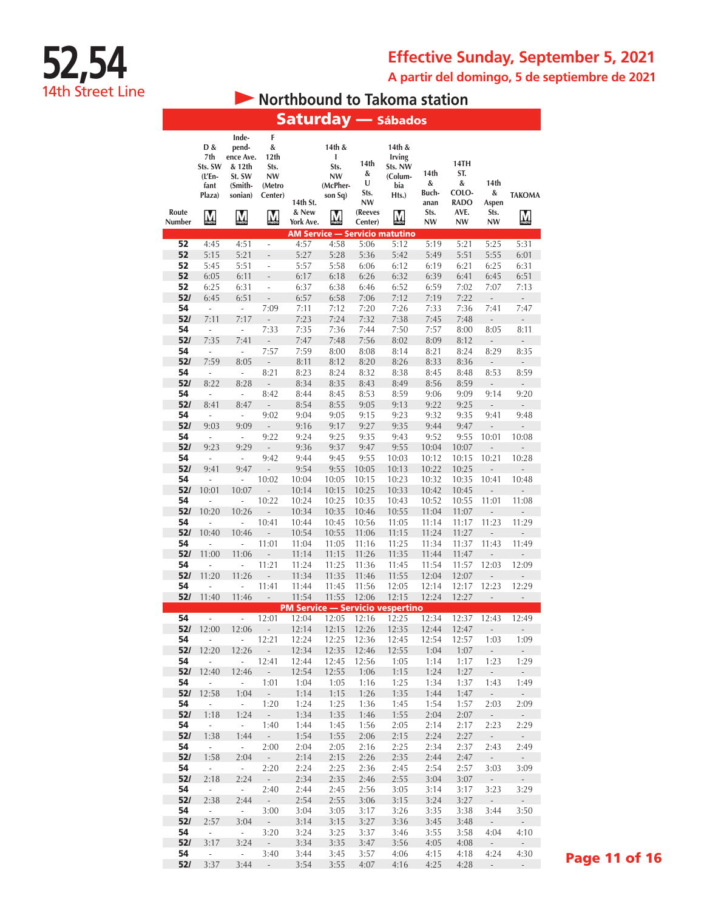# 52,54

14th Street Line

## Effective Sunday, September 5, 2021

A partir del domingo, 5 de septiembre de 2021

### Northbound to Takoma station

### Saturday — Sábados

| Route Number | D & 7th Sts. SW (L'Enfant Plaza) | Independence Ave. & 12th St. SW (Smithsonian) | F & 12th Sts. NW (Metro Center) | 14th St. & New York Ave. | 14th & I Sts. NW (McPherson Sq) | 14th & U Sts. NW (Reeves Center) | 14th & Irving Sts. NW (Columbia Hts.) | 14th & Buchanan Sts. NW | 14TH ST. & COLORADO AVE. NW | 14th & Aspen Sts. NW | TAKOMA |
|---|---|---|---|---|---|---|---|---|---|---|---|
| **AM Service — Servicio matutino** | | | | | | | | | | | |
| 52 | 4:45 | 4:51 | - | 4:57 | 4:58 | 5:06 | 5:12 | 5:19 | 5:21 | 5:25 | 5:31 |
| 52 | 5:15 | 5:21 | - | 5:27 | 5:28 | 5:36 | 5:42 | 5:49 | 5:51 | 5:55 | 6:01 |
| 52 | 5:45 | 5:51 | - | 5:57 | 5:58 | 6:06 | 6:12 | 6:19 | 6:21 | 6:25 | 6:31 |
| 52 | 6:05 | 6:11 | - | 6:17 | 6:18 | 6:26 | 6:32 | 6:39 | 6:41 | 6:45 | 6:51 |
| 52 | 6:25 | 6:31 | - | 6:37 | 6:38 | 6:46 | 6:52 | 6:59 | 7:02 | 7:07 | 7:13 |
| 52/ | 6:45 | 6:51 | - | 6:57 | 6:58 | 7:06 | 7:12 | 7:19 | 7:22 | - | - |
| 54 | - | - | 7:09 | 7:11 | 7:12 | 7:20 | 7:26 | 7:33 | 7:36 | 7:41 | 7:47 |
| 52/ | 7:11 | 7:17 | - | 7:23 | 7:24 | 7:32 | 7:38 | 7:45 | 7:48 | - | - |
| 54 | - | - | 7:33 | 7:35 | 7:36 | 7:44 | 7:50 | 7:57 | 8:00 | 8:05 | 8:11 |
| 52/ | 7:35 | 7:41 | - | 7:47 | 7:48 | 7:56 | 8:02 | 8:09 | 8:12 | - | - |
| 54 | - | - | 7:57 | 7:59 | 8:00 | 8:08 | 8:14 | 8:21 | 8:24 | 8:29 | 8:35 |
| 52/ | 7:59 | 8:05 | - | 8:11 | 8:12 | 8:20 | 8:26 | 8:33 | 8:36 | - | - |
| 54 | - | - | 8:21 | 8:23 | 8:24 | 8:32 | 8:38 | 8:45 | 8:48 | 8:53 | 8:59 |
| 52/ | 8:22 | 8:28 | - | 8:34 | 8:35 | 8:43 | 8:49 | 8:56 | 8:59 | - | - |
| 54 | - | - | 8:42 | 8:44 | 8:45 | 8:53 | 8:59 | 9:06 | 9:09 | 9:14 | 9:20 |
| 52/ | 8:41 | 8:47 | - | 8:54 | 8:55 | 9:05 | 9:13 | 9:22 | 9:25 | - | - |
| 54 | - | - | 9:02 | 9:04 | 9:05 | 9:15 | 9:23 | 9:32 | 9:35 | 9:41 | 9:48 |
| 52/ | 9:03 | 9:09 | - | 9:16 | 9:17 | 9:27 | 9:35 | 9:44 | 9:47 | - | - |
| 54 | - | - | 9:22 | 9:24 | 9:25 | 9:35 | 9:43 | 9:52 | 9:55 | 10:01 | 10:08 |
| 52/ | 9:23 | 9:29 | - | 9:36 | 9:37 | 9:47 | 9:55 | 10:04 | 10:07 | - | - |
| 54 | - | - | 9:42 | 9:44 | 9:45 | 9:55 | 10:03 | 10:12 | 10:15 | 10:21 | 10:28 |
| 52/ | 9:41 | 9:47 | - | 9:54 | 9:55 | 10:05 | 10:13 | 10:22 | 10:25 | - | - |
| 54 | - | - | 10:02 | 10:04 | 10:05 | 10:15 | 10:23 | 10:32 | 10:35 | 10:41 | 10:48 |
| 52/ | 10:01 | 10:07 | - | 10:14 | 10:15 | 10:25 | 10:33 | 10:42 | 10:45 | - | - |
| 54 | - | - | 10:22 | 10:24 | 10:25 | 10:35 | 10:43 | 10:52 | 10:55 | 11:01 | 11:08 |
| 52/ | 10:20 | 10:26 | - | 10:34 | 10:35 | 10:46 | 10:55 | 11:04 | 11:07 | - | - |
| 54 | - | - | 10:41 | 10:44 | 10:45 | 10:56 | 11:05 | 11:14 | 11:17 | 11:23 | 11:29 |
| 52/ | 10:40 | 10:46 | - | 10:54 | 10:55 | 11:06 | 11:15 | 11:24 | 11:27 | - | - |
| 54 | - | - | 11:01 | 11:04 | 11:05 | 11:16 | 11:25 | 11:34 | 11:37 | 11:43 | 11:49 |
| 52/ | 11:00 | 11:06 | - | 11:14 | 11:15 | 11:26 | 11:35 | 11:44 | 11:47 | - | - |
| 54 | - | - | 11:21 | 11:24 | 11:25 | 11:36 | 11:45 | 11:54 | 11:57 | 12:03 | 12:09 |
| 52/ | 11:20 | 11:26 | - | 11:34 | 11:35 | 11:46 | 11:55 | 12:04 | 12:07 | - | - |
| 54 | - | - | 11:41 | 11:44 | 11:45 | 11:56 | 12:05 | 12:14 | 12:17 | 12:23 | 12:29 |
| 52/ | 11:40 | 11:46 | - | 11:54 | 11:55 | 12:06 | 12:15 | 12:24 | 12:27 | - | - |
| **PM Service — Servicio vespertino** | | | | | | | | | | | |
| 54 | - | - | 12:01 | 12:04 | 12:05 | 12:16 | 12:25 | 12:34 | 12:37 | 12:43 | 12:49 |
| 52/ | 12:00 | 12:06 | - | 12:14 | 12:15 | 12:26 | 12:35 | 12:44 | 12:47 | - | - |
| 54 | - | - | 12:21 | 12:24 | 12:25 | 12:36 | 12:45 | 12:54 | 12:57 | 1:03 | 1:09 |
| 52/ | 12:20 | 12:26 | - | 12:34 | 12:35 | 12:46 | 12:55 | 1:04 | 1:07 | - | - |
| 54 | - | - | 12:41 | 12:44 | 12:45 | 12:56 | 1:05 | 1:14 | 1:17 | 1:23 | 1:29 |
| 52/ | 12:40 | 12:46 | - | 12:54 | 12:55 | 1:06 | 1:15 | 1:24 | 1:27 | - | - |
| 54 | - | - | 1:01 | 1:04 | 1:05 | 1:16 | 1:25 | 1:34 | 1:37 | 1:43 | 1:49 |
| 52/ | 12:58 | 1:04 | - | 1:14 | 1:15 | 1:26 | 1:35 | 1:44 | 1:47 | - | - |
| 54 | - | - | 1:20 | 1:24 | 1:25 | 1:36 | 1:45 | 1:54 | 1:57 | 2:03 | 2:09 |
| 52/ | 1:18 | 1:24 | - | 1:34 | 1:35 | 1:46 | 1:55 | 2:04 | 2:07 | - | - |
| 54 | - | - | 1:40 | 1:44 | 1:45 | 1:56 | 2:05 | 2:14 | 2:17 | 2:23 | 2:29 |
| 52/ | 1:38 | 1:44 | - | 1:54 | 1:55 | 2:06 | 2:15 | 2:24 | 2:27 | - | - |
| 54 | - | - | 2:00 | 2:04 | 2:05 | 2:16 | 2:25 | 2:34 | 2:37 | 2:43 | 2:49 |
| 52/ | 1:58 | 2:04 | - | 2:14 | 2:15 | 2:26 | 2:35 | 2:44 | 2:47 | - | - |
| 54 | - | - | 2:20 | 2:24 | 2:25 | 2:36 | 2:45 | 2:54 | 2:57 | 3:03 | 3:09 |
| 52/ | 2:18 | 2:24 | - | 2:34 | 2:35 | 2:46 | 2:55 | 3:04 | 3:07 | - | - |
| 54 | - | - | 2:40 | 2:44 | 2:45 | 2:56 | 3:05 | 3:14 | 3:17 | 3:23 | 3:29 |
| 52/ | 2:38 | 2:44 | - | 2:54 | 2:55 | 3:06 | 3:15 | 3:24 | 3:27 | - | - |
| 54 | - | - | 3:00 | 3:04 | 3:05 | 3:17 | 3:26 | 3:35 | 3:38 | 3:44 | 3:50 |
| 52/ | 2:57 | 3:04 | - | 3:14 | 3:15 | 3:27 | 3:36 | 3:45 | 3:48 | - | - |
| 54 | - | - | 3:20 | 3:24 | 3:25 | 3:37 | 3:46 | 3:55 | 3:58 | 4:04 | 4:10 |
| 52/ | 3:17 | 3:24 | - | 3:34 | 3:35 | 3:47 | 3:56 | 4:05 | 4:08 | - | - |
| 54 | - | - | 3:40 | 3:44 | 3:45 | 3:57 | 4:06 | 4:15 | 4:18 | 4:24 | 4:30 |
| 52/ | 3:37 | 3:44 | - | 3:54 | 3:55 | 4:07 | 4:16 | 4:25 | 4:28 | - | - |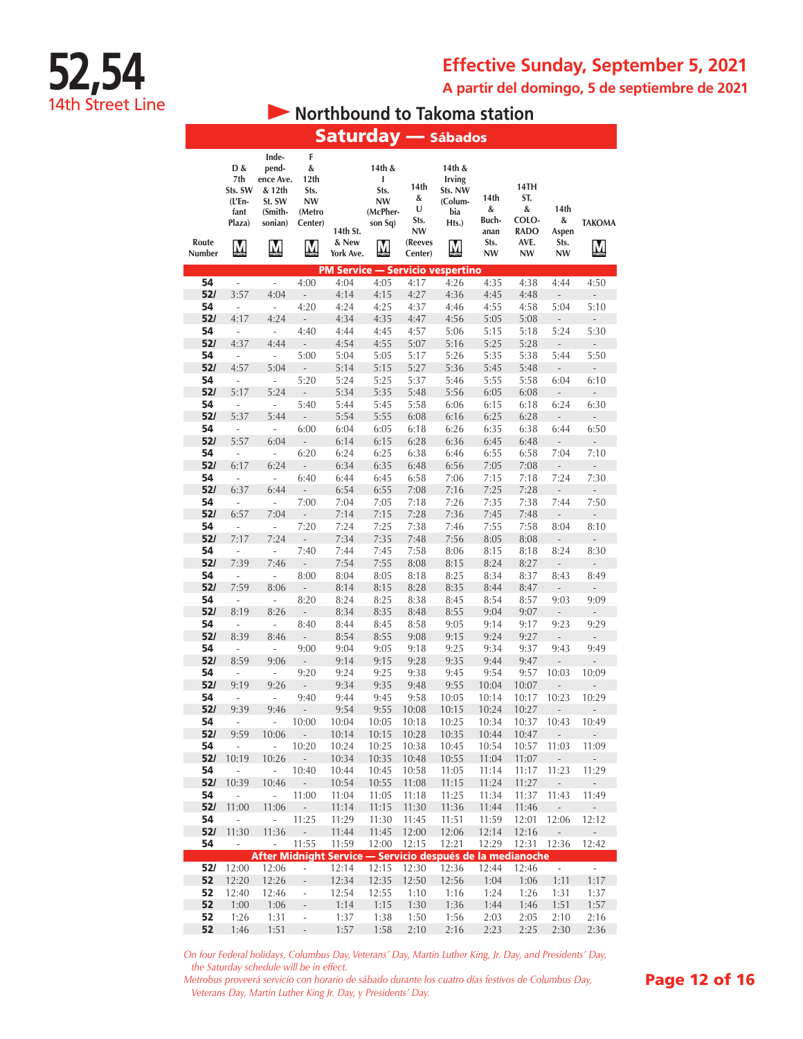# 52,54

14th Street Line

**Effective Sunday, September 5, 2021**

**A partir del domingo, 5 de septiembre de 2021**

## Northbound to Takoma station

### Saturday — Sábados

| Route Number | D & 7th Sts. SW (L'Enfant Plaza) | Independence Ave. & 12th St. SW (Smithsonian) | F & 12th Sts. NW (Metro Center) | 14th St. & New York Ave. | 14th & I Sts. NW (McPherson Sq) | 14th & U Sts. NW (Reeves Center) | 14th & Irving Sts. NW (Columbia Hts.) | 14th & Buchanan Sts. NW | 14TH ST. & COLORADO AVE. NW | 14th & Aspen Sts. NW | TAKOMA |
|---|---|---|---|---|---|---|---|---|---|---|---|
| **PM Service — Servicio vespertino** | | | | | | | | | | | |
| 54 | - | - | 4:00 | 4:04 | 4:05 | 4:17 | 4:26 | 4:35 | 4:38 | 4:44 | 4:50 |
| 52/ | 3:57 | 4:04 | - | 4:14 | 4:15 | 4:27 | 4:36 | 4:45 | 4:48 | - | - |
| 54 | - | - | 4:20 | 4:24 | 4:25 | 4:37 | 4:46 | 4:55 | 4:58 | 5:04 | 5:10 |
| 52/ | 4:17 | 4:24 | - | 4:34 | 4:35 | 4:47 | 4:56 | 5:05 | 5:08 | - | - |
| 54 | - | - | 4:40 | 4:44 | 4:45 | 4:57 | 5:06 | 5:15 | 5:18 | 5:24 | 5:30 |
| 52/ | 4:37 | 4:44 | - | 4:54 | 4:55 | 5:07 | 5:16 | 5:25 | 5:28 | - | - |
| 54 | - | - | 5:00 | 5:04 | 5:05 | 5:17 | 5:26 | 5:35 | 5:38 | 5:44 | 5:50 |
| 52/ | 4:57 | 5:04 | - | 5:14 | 5:15 | 5:27 | 5:36 | 5:45 | 5:48 | - | - |
| 54 | - | - | 5:20 | 5:24 | 5:25 | 5:37 | 5:46 | 5:55 | 5:58 | 6:04 | 6:10 |
| 52/ | 5:17 | 5:24 | - | 5:34 | 5:35 | 5:48 | 5:56 | 6:05 | 6:08 | - | - |
| 54 | - | - | 5:40 | 5:44 | 5:45 | 5:58 | 6:06 | 6:15 | 6:18 | 6:24 | 6:30 |
| 52/ | 5:37 | 5:44 | - | 5:54 | 5:55 | 6:08 | 6:16 | 6:25 | 6:28 | - | - |
| 54 | - | - | 6:00 | 6:04 | 6:05 | 6:18 | 6:26 | 6:35 | 6:38 | 6:44 | 6:50 |
| 52/ | 5:57 | 6:04 | - | 6:14 | 6:15 | 6:28 | 6:36 | 6:45 | 6:48 | - | - |
| 54 | - | - | 6:20 | 6:24 | 6:25 | 6:38 | 6:46 | 6:55 | 6:58 | 7:04 | 7:10 |
| 52/ | 6:17 | 6:24 | - | 6:34 | 6:35 | 6:48 | 6:56 | 7:05 | 7:08 | - | - |
| 54 | - | - | 6:40 | 6:44 | 6:45 | 6:58 | 7:06 | 7:15 | 7:18 | 7:24 | 7:30 |
| 52/ | 6:37 | 6:44 | - | 6:54 | 6:55 | 7:08 | 7:16 | 7:25 | 7:28 | - | - |
| 54 | - | - | 7:00 | 7:04 | 7:05 | 7:18 | 7:26 | 7:35 | 7:38 | 7:44 | 7:50 |
| 52/ | 6:57 | 7:04 | - | 7:14 | 7:15 | 7:28 | 7:36 | 7:45 | 7:48 | - | - |
| 54 | - | - | 7:20 | 7:24 | 7:25 | 7:38 | 7:46 | 7:55 | 7:58 | 8:04 | 8:10 |
| 52/ | 7:17 | 7:24 | - | 7:34 | 7:35 | 7:48 | 7:56 | 8:05 | 8:08 | - | - |
| 54 | - | - | 7:40 | 7:44 | 7:45 | 7:58 | 8:06 | 8:15 | 8:18 | 8:24 | 8:30 |
| 52/ | 7:39 | 7:46 | - | 7:54 | 7:55 | 8:08 | 8:15 | 8:24 | 8:27 | - | - |
| 54 | - | - | 8:00 | 8:04 | 8:05 | 8:18 | 8:25 | 8:34 | 8:37 | 8:43 | 8:49 |
| 52/ | 7:59 | 8:06 | - | 8:14 | 8:15 | 8:28 | 8:35 | 8:44 | 8:47 | - | - |
| 54 | - | - | 8:20 | 8:24 | 8:25 | 8:38 | 8:45 | 8:54 | 8:57 | 9:03 | 9:09 |
| 52/ | 8:19 | 8:26 | - | 8:34 | 8:35 | 8:48 | 8:55 | 9:04 | 9:07 | - | - |
| 54 | - | - | 8:40 | 8:44 | 8:45 | 8:58 | 9:05 | 9:14 | 9:17 | 9:23 | 9:29 |
| 52/ | 8:39 | 8:46 | - | 8:54 | 8:55 | 9:08 | 9:15 | 9:24 | 9:27 | - | - |
| 54 | - | - | 9:00 | 9:04 | 9:05 | 9:18 | 9:25 | 9:34 | 9:37 | 9:43 | 9:49 |
| 52/ | 8:59 | 9:06 | - | 9:14 | 9:15 | 9:28 | 9:35 | 9:44 | 9:47 | - | - |
| 54 | - | - | 9:20 | 9:24 | 9:25 | 9:38 | 9:45 | 9:54 | 9:57 | 10:03 | 10:09 |
| 52/ | 9:19 | 9:26 | - | 9:34 | 9:35 | 9:48 | 9:55 | 10:04 | 10:07 | - | - |
| 54 | - | - | 9:40 | 9:44 | 9:45 | 9:58 | 10:05 | 10:14 | 10:17 | 10:23 | 10:29 |
| 52/ | 9:39 | 9:46 | - | 9:54 | 9:55 | 10:08 | 10:15 | 10:24 | 10:27 | - | - |
| 54 | - | - | 10:00 | 10:04 | 10:05 | 10:18 | 10:25 | 10:34 | 10:37 | 10:43 | 10:49 |
| 52/ | 9:59 | 10:06 | - | 10:14 | 10:15 | 10:28 | 10:35 | 10:44 | 10:47 | - | - |
| 54 | - | - | 10:20 | 10:24 | 10:25 | 10:38 | 10:45 | 10:54 | 10:57 | 11:03 | 11:09 |
| 52/ | 10:19 | 10:26 | - | 10:34 | 10:35 | 10:48 | 10:55 | 11:04 | 11:07 | - | - |
| 54 | - | - | 10:40 | 10:44 | 10:45 | 10:58 | 11:05 | 11:14 | 11:17 | 11:23 | 11:29 |
| 52/ | 10:39 | 10:46 | - | 10:54 | 10:55 | 11:08 | 11:15 | 11:24 | 11:27 | - | - |
| 54 | - | - | 11:00 | 11:04 | 11:05 | 11:18 | 11:25 | 11:34 | 11:37 | 11:43 | 11:49 |
| 52/ | 11:00 | 11:06 | - | 11:14 | 11:15 | 11:30 | 11:36 | 11:44 | 11:46 | - | - |
| 54 | - | - | 11:25 | 11:29 | 11:30 | 11:45 | 11:51 | 11:59 | 12:01 | 12:06 | 12:12 |
| 52/ | 11:30 | 11:36 | - | 11:44 | 11:45 | 12:00 | 12:06 | 12:14 | 12:16 | - | - |
| 54 | - | - | 11:55 | 11:59 | 12:00 | 12:15 | 12:21 | 12:29 | 12:31 | 12:36 | 12:42 |
| **After Midnight Service — Servicio después de la medianoche** | | | | | | | | | | | |
| 52/ | 12:00 | 12:06 | - | 12:14 | 12:15 | 12:30 | 12:36 | 12:44 | 12:46 | - | - |
| 52 | 12:20 | 12:26 | - | 12:34 | 12:35 | 12:50 | 12:56 | 1:04 | 1:06 | 1:11 | 1:17 |
| 52 | 12:40 | 12:46 | - | 12:54 | 12:55 | 1:10 | 1:16 | 1:24 | 1:26 | 1:31 | 1:37 |
| 52 | 1:00 | 1:06 | - | 1:14 | 1:15 | 1:30 | 1:36 | 1:44 | 1:46 | 1:51 | 1:57 |
| 52 | 1:26 | 1:31 | - | 1:37 | 1:38 | 1:50 | 1:56 | 2:03 | 2:05 | 2:10 | 2:16 |
| 52 | 1:46 | 1:51 | - | 1:57 | 1:58 | 2:10 | 2:16 | 2:23 | 2:25 | 2:30 | 2:36 |

*On four Federal holidays, Columbus Day, Veterans' Day, Martin Luther King, Jr. Day, and Presidents' Day, the Saturday schedule will be in effect.*

*Metrobus proveerá servicio con horario de sábado durante los cuatro días festivos de Columbus Day, Veterans Day, Martin Luther King Jr. Day, y Presidents' Day.*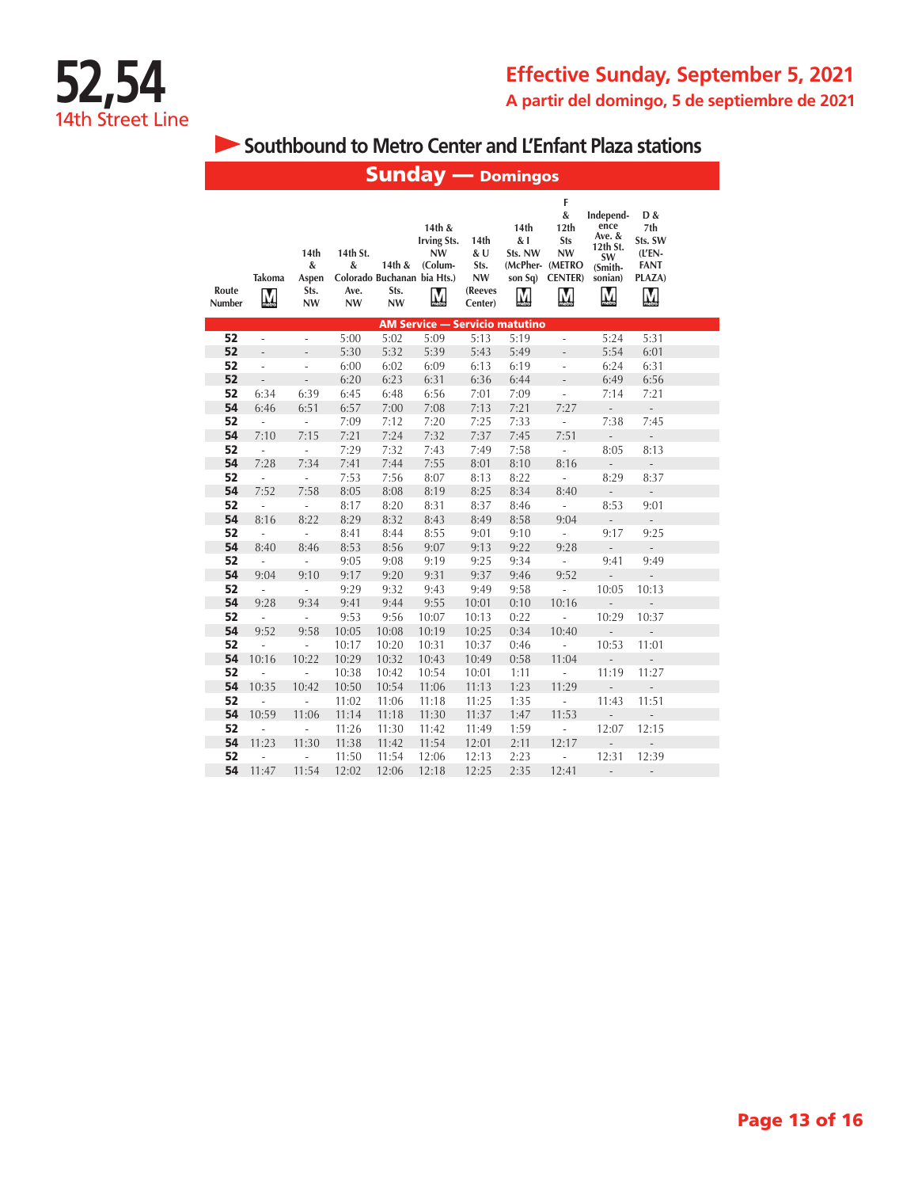# 52,54

14th Street Line

**Effective Sunday, September 5, 2021**

**A partir del domingo, 5 de septiembre de 2021**

## Southbound to Metro Center and L'Enfant Plaza stations

### Sunday — Domingos

| Route Number | Takoma (Metro) | 14th & Aspen Sts. NW | 14th St. & Colorado Ave. NW | 14th & Buchanan Sts. NW | 14th & Irving Sts. NW (Columbia Hts.) (Metro) | 14th & U Sts. NW (Reeves Center) | 14th & I Sts. NW (McPherson Sq) (Metro) | F & 12th Sts NW (METRO CENTER) (Metro) | Independence Ave. & 12th St. SW (Smithsonian) (Metro) | D & 7th Sts. SW (L'ENFANT PLAZA) (Metro) |
|---|---|---|---|---|---|---|---|---|---|---|
| **AM Service — Servicio matutino** | | | | | | | | | | |
| 52 | - | - | 5:00 | 5:02 | 5:09 | 5:13 | 5:19 | - | 5:24 | 5:31 |
| 52 | - | - | 5:30 | 5:32 | 5:39 | 5:43 | 5:49 | - | 5:54 | 6:01 |
| 52 | - | - | 6:00 | 6:02 | 6:09 | 6:13 | 6:19 | - | 6:24 | 6:31 |
| 52 | - | - | 6:20 | 6:23 | 6:31 | 6:36 | 6:44 | - | 6:49 | 6:56 |
| 52 | 6:34 | 6:39 | 6:45 | 6:48 | 6:56 | 7:01 | 7:09 | - | 7:14 | 7:21 |
| 54 | 6:46 | 6:51 | 6:57 | 7:00 | 7:08 | 7:13 | 7:21 | 7:27 | - | - |
| 52 | - | - | 7:09 | 7:12 | 7:20 | 7:25 | 7:33 | - | 7:38 | 7:45 |
| 54 | 7:10 | 7:15 | 7:21 | 7:24 | 7:32 | 7:37 | 7:45 | 7:51 | - | - |
| 52 | - | - | 7:29 | 7:32 | 7:43 | 7:49 | 7:58 | - | 8:05 | 8:13 |
| 54 | 7:28 | 7:34 | 7:41 | 7:44 | 7:55 | 8:01 | 8:10 | 8:16 | - | - |
| 52 | - | - | 7:53 | 7:56 | 8:07 | 8:13 | 8:22 | - | 8:29 | 8:37 |
| 54 | 7:52 | 7:58 | 8:05 | 8:08 | 8:19 | 8:25 | 8:34 | 8:40 | - | - |
| 52 | - | - | 8:17 | 8:20 | 8:31 | 8:37 | 8:46 | - | 8:53 | 9:01 |
| 54 | 8:16 | 8:22 | 8:29 | 8:32 | 8:43 | 8:49 | 8:58 | 9:04 | - | - |
| 52 | - | - | 8:41 | 8:44 | 8:55 | 9:01 | 9:10 | - | 9:17 | 9:25 |
| 54 | 8:40 | 8:46 | 8:53 | 8:56 | 9:07 | 9:13 | 9:22 | 9:28 | - | - |
| 52 | - | - | 9:05 | 9:08 | 9:19 | 9:25 | 9:34 | - | 9:41 | 9:49 |
| 54 | 9:04 | 9:10 | 9:17 | 9:20 | 9:31 | 9:37 | 9:46 | 9:52 | - | - |
| 52 | - | - | 9:29 | 9:32 | 9:43 | 9:49 | 9:58 | - | 10:05 | 10:13 |
| 54 | 9:28 | 9:34 | 9:41 | 9:44 | 9:55 | 10:01 | 0:10 | 10:16 | - | - |
| 52 | - | - | 9:53 | 9:56 | 10:07 | 10:13 | 0:22 | - | 10:29 | 10:37 |
| 54 | 9:52 | 9:58 | 10:05 | 10:08 | 10:19 | 10:25 | 0:34 | 10:40 | - | - |
| 52 | - | - | 10:17 | 10:20 | 10:31 | 10:37 | 0:46 | - | 10:53 | 11:01 |
| 54 | 10:16 | 10:22 | 10:29 | 10:32 | 10:43 | 10:49 | 0:58 | 11:04 | - | - |
| 52 | - | - | 10:38 | 10:42 | 10:54 | 10:01 | 1:11 | - | 11:19 | 11:27 |
| 54 | 10:35 | 10:42 | 10:50 | 10:54 | 11:06 | 11:13 | 1:23 | 11:29 | - | - |
| 52 | - | - | 11:02 | 11:06 | 11:18 | 11:25 | 1:35 | - | 11:43 | 11:51 |
| 54 | 10:59 | 11:06 | 11:14 | 11:18 | 11:30 | 11:37 | 1:47 | 11:53 | - | - |
| 52 | - | - | 11:26 | 11:30 | 11:42 | 11:49 | 1:59 | - | 12:07 | 12:15 |
| 54 | 11:23 | 11:30 | 11:38 | 11:42 | 11:54 | 12:01 | 2:11 | 12:17 | - | - |
| 52 | - | - | 11:50 | 11:54 | 12:06 | 12:13 | 2:23 | - | 12:31 | 12:39 |
| 54 | 11:47 | 11:54 | 12:02 | 12:06 | 12:18 | 12:25 | 2:35 | 12:41 | - | - |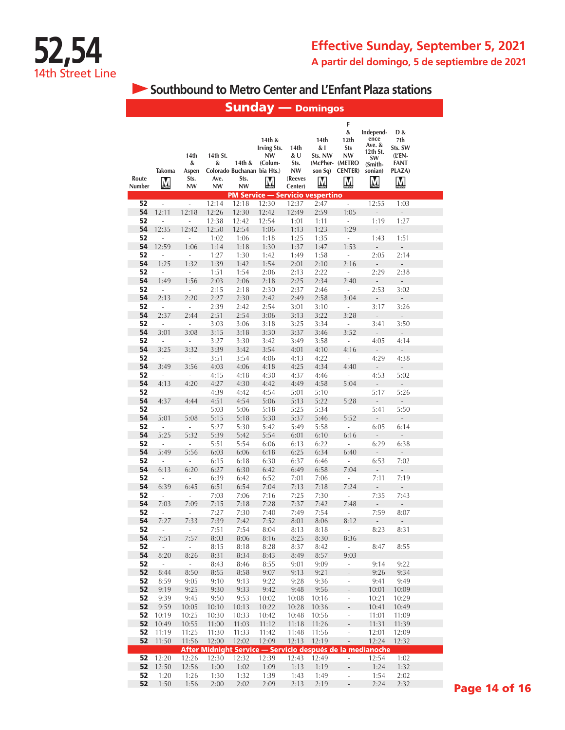# 52,54

14th Street Line

**Effective Sunday, September 5, 2021**

**A partir del domingo, 5 de septiembre de 2021**

## Southbound to Metro Center and L'Enfant Plaza stations

### Sunday — Domingos

| Route Number | Takoma (M) | 14th & Aspen Sts. NW | 14th St. & Colorado Ave. NW | 14th & Buchanan Sts. NW | 14th & Irving Sts. NW (Columbia Hts.) (M) | 14th & U Sts. NW (Reeves Center) | 14th & I Sts. NW (McPherson Sq) (M) | F & 12th Sts NW (METRO CENTER) (M) | Independence Ave. & 12th St. SW (Smithsonian) (M) | D & 7th Sts. SW (L'ENFANT PLAZA) (M) |
|---|---|---|---|---|---|---|---|---|---|---|
| **PM Service — Servicio vespertino** | | | | | | | | | | |
| 52 | - | - | 12:14 | 12:18 | 12:30 | 12:37 | 2:47 | - | 12:55 | 1:03 |
| 54 | 12:11 | 12:18 | 12:26 | 12:30 | 12:42 | 12:49 | 2:59 | 1:05 | - | - |
| 52 | - | - | 12:38 | 12:42 | 12:54 | 1:01 | 1:11 | - | 1:19 | 1:27 |
| 54 | 12:35 | 12:42 | 12:50 | 12:54 | 1:06 | 1:13 | 1:23 | 1:29 | - | - |
| 52 | - | - | 1:02 | 1:06 | 1:18 | 1:25 | 1:35 | - | 1:43 | 1:51 |
| 54 | 12:59 | 1:06 | 1:14 | 1:18 | 1:30 | 1:37 | 1:47 | 1:53 | - | - |
| 52 | - | - | 1:27 | 1:30 | 1:42 | 1:49 | 1:58 | - | 2:05 | 2:14 |
| 54 | 1:25 | 1:32 | 1:39 | 1:42 | 1:54 | 2:01 | 2:10 | 2:16 | - | - |
| 52 | - | - | 1:51 | 1:54 | 2:06 | 2:13 | 2:22 | - | 2:29 | 2:38 |
| 54 | 1:49 | 1:56 | 2:03 | 2:06 | 2:18 | 2:25 | 2:34 | 2:40 | - | - |
| 52 | - | - | 2:15 | 2:18 | 2:30 | 2:37 | 2:46 | - | 2:53 | 3:02 |
| 54 | 2:13 | 2:20 | 2:27 | 2:30 | 2:42 | 2:49 | 2:58 | 3:04 | - | - |
| 52 | - | - | 2:39 | 2:42 | 2:54 | 3:01 | 3:10 | - | 3:17 | 3:26 |
| 54 | 2:37 | 2:44 | 2:51 | 2:54 | 3:06 | 3:13 | 3:22 | 3:28 | - | - |
| 52 | - | - | 3:03 | 3:06 | 3:18 | 3:25 | 3:34 | - | 3:41 | 3:50 |
| 54 | 3:01 | 3:08 | 3:15 | 3:18 | 3:30 | 3:37 | 3:46 | 3:52 | - | - |
| 52 | - | - | 3:27 | 3:30 | 3:42 | 3:49 | 3:58 | - | 4:05 | 4:14 |
| 54 | 3:25 | 3:32 | 3:39 | 3:42 | 3:54 | 4:01 | 4:10 | 4:16 | - | - |
| 52 | - | - | 3:51 | 3:54 | 4:06 | 4:13 | 4:22 | - | 4:29 | 4:38 |
| 54 | 3:49 | 3:56 | 4:03 | 4:06 | 4:18 | 4:25 | 4:34 | 4:40 | - | - |
| 52 | - | - | 4:15 | 4:18 | 4:30 | 4:37 | 4:46 | - | 4:53 | 5:02 |
| 54 | 4:13 | 4:20 | 4:27 | 4:30 | 4:42 | 4:49 | 4:58 | 5:04 | - | - |
| 52 | - | - | 4:39 | 4:42 | 4:54 | 5:01 | 5:10 | - | 5:17 | 5:26 |
| 54 | 4:37 | 4:44 | 4:51 | 4:54 | 5:06 | 5:13 | 5:22 | 5:28 | - | - |
| 52 | - | - | 5:03 | 5:06 | 5:18 | 5:25 | 5:34 | - | 5:41 | 5:50 |
| 54 | 5:01 | 5:08 | 5:15 | 5:18 | 5:30 | 5:37 | 5:46 | 5:52 | - | - |
| 52 | - | - | 5:27 | 5:30 | 5:42 | 5:49 | 5:58 | - | 6:05 | 6:14 |
| 54 | 5:25 | 5:32 | 5:39 | 5:42 | 5:54 | 6:01 | 6:10 | 6:16 | - | - |
| 52 | - | - | 5:51 | 5:54 | 6:06 | 6:13 | 6:22 | - | 6:29 | 6:38 |
| 54 | 5:49 | 5:56 | 6:03 | 6:06 | 6:18 | 6:25 | 6:34 | 6:40 | - | - |
| 52 | - | - | 6:15 | 6:18 | 6:30 | 6:37 | 6:46 | - | 6:53 | 7:02 |
| 54 | 6:13 | 6:20 | 6:27 | 6:30 | 6:42 | 6:49 | 6:58 | 7:04 | - | - |
| 52 | - | - | 6:39 | 6:42 | 6:52 | 7:01 | 7:06 | - | 7:11 | 7:19 |
| 54 | 6:39 | 6:45 | 6:51 | 6:54 | 7:04 | 7:13 | 7:18 | 7:24 | - | - |
| 52 | - | - | 7:03 | 7:06 | 7:16 | 7:25 | 7:30 | - | 7:35 | 7:43 |
| 54 | 7:03 | 7:09 | 7:15 | 7:18 | 7:28 | 7:37 | 7:42 | 7:48 | - | - |
| 52 | - | - | 7:27 | 7:30 | 7:40 | 7:49 | 7:54 | - | 7:59 | 8:07 |
| 54 | 7:27 | 7:33 | 7:39 | 7:42 | 7:52 | 8:01 | 8:06 | 8:12 | - | - |
| 52 | - | - | 7:51 | 7:54 | 8:04 | 8:13 | 8:18 | - | 8:23 | 8:31 |
| 54 | 7:51 | 7:57 | 8:03 | 8:06 | 8:16 | 8:25 | 8:30 | 8:36 | - | - |
| 52 | - | - | 8:15 | 8:18 | 8:28 | 8:37 | 8:42 | - | 8:47 | 8:55 |
| 54 | 8:20 | 8:26 | 8:31 | 8:34 | 8:43 | 8:49 | 8:57 | 9:03 | - | - |
| 52 | - | - | 8:43 | 8:46 | 8:55 | 9:01 | 9:09 | - | 9:14 | 9:22 |
| 52 | 8:44 | 8:50 | 8:55 | 8:58 | 9:07 | 9:13 | 9:21 | - | 9:26 | 9:34 |
| 52 | 8:59 | 9:05 | 9:10 | 9:13 | 9:22 | 9:28 | 9:36 | - | 9:41 | 9:49 |
| 52 | 9:19 | 9:25 | 9:30 | 9:33 | 9:42 | 9:48 | 9:56 | - | 10:01 | 10:09 |
| 52 | 9:39 | 9:45 | 9:50 | 9:53 | 10:02 | 10:08 | 10:16 | - | 10:21 | 10:29 |
| 52 | 9:59 | 10:05 | 10:10 | 10:13 | 10:22 | 10:28 | 10:36 | - | 10:41 | 10:49 |
| 52 | 10:19 | 10:25 | 10:30 | 10:33 | 10:42 | 10:48 | 10:56 | - | 11:01 | 11:09 |
| 52 | 10:49 | 10:55 | 11:00 | 11:03 | 11:12 | 11:18 | 11:26 | - | 11:31 | 11:39 |
| 52 | 11:19 | 11:25 | 11:30 | 11:33 | 11:42 | 11:48 | 11:56 | - | 12:01 | 12:09 |
| 52 | 11:50 | 11:56 | 12:00 | 12:02 | 12:09 | 12:13 | 12:19 | - | 12:24 | 12:32 |
| **After Midnight Service — Servicio después de la medianoche** | | | | | | | | | | |
| 52 | 12:20 | 12:26 | 12:30 | 12:32 | 12:39 | 12:43 | 12:49 | - | 12:54 | 1:02 |
| 52 | 12:50 | 12:56 | 1:00 | 1:02 | 1:09 | 1:13 | 1:19 | - | 1:24 | 1:32 |
| 52 | 1:20 | 1:26 | 1:30 | 1:32 | 1:39 | 1:43 | 1:49 | - | 1:54 | 2:02 |
| 52 | 1:50 | 1:56 | 2:00 | 2:02 | 2:09 | 2:13 | 2:19 | - | 2:24 | 2:32 |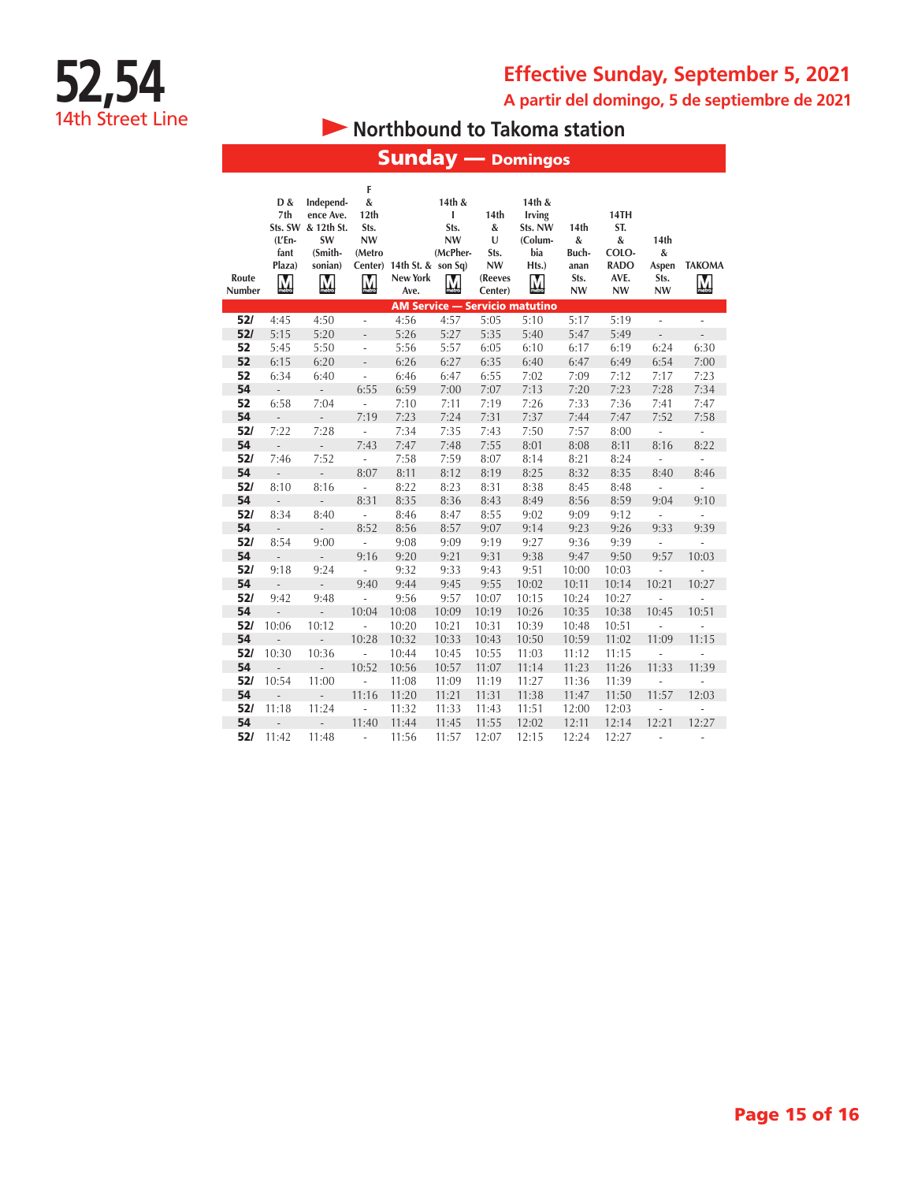# 52,54

## 14th Street Line

**Effective Sunday, September 5, 2021**

**A partir del domingo, 5 de septiembre de 2021**

## Northbound to Takoma station

## Sunday — Domingos

| Route Number | D & 7th Sts. SW (L'Enfant Plaza) M | Independence Ave. & 12th St. SW (Smithsonian) M | F & 12th Sts. NW (Metro Center) M | 14th St. & New York Ave. | 14th & I Sts. NW (McPherson Sq) M | 14th & U Sts. NW (Reeves Center) | 14th & Irving Sts. NW (Columbia Hts.) M | 14th & Buchanan Sts. NW | 14TH ST. & COLORADO AVE. NW | 14th & Aspen Sts. NW | TAKOMA M |
|---|---|---|---|---|---|---|---|---|---|---|---|
| **AM Service — Servicio matutino** | | | | | | | | | | | |
| 52/ | 4:45 | 4:50 | - | 4:56 | 4:57 | 5:05 | 5:10 | 5:17 | 5:19 | - | - |
| 52/ | 5:15 | 5:20 | - | 5:26 | 5:27 | 5:35 | 5:40 | 5:47 | 5:49 | - | - |
| 52 | 5:45 | 5:50 | - | 5:56 | 5:57 | 6:05 | 6:10 | 6:17 | 6:19 | 6:24 | 6:30 |
| 52 | 6:15 | 6:20 | - | 6:26 | 6:27 | 6:35 | 6:40 | 6:47 | 6:49 | 6:54 | 7:00 |
| 52 | 6:34 | 6:40 | - | 6:46 | 6:47 | 6:55 | 7:02 | 7:09 | 7:12 | 7:17 | 7:23 |
| 54 | - | - | 6:55 | 6:59 | 7:00 | 7:07 | 7:13 | 7:20 | 7:23 | 7:28 | 7:34 |
| 52 | 6:58 | 7:04 | - | 7:10 | 7:11 | 7:19 | 7:26 | 7:33 | 7:36 | 7:41 | 7:47 |
| 54 | - | - | 7:19 | 7:23 | 7:24 | 7:31 | 7:37 | 7:44 | 7:47 | 7:52 | 7:58 |
| 52/ | 7:22 | 7:28 | - | 7:34 | 7:35 | 7:43 | 7:50 | 7:57 | 8:00 | - | - |
| 54 | - | - | 7:43 | 7:47 | 7:48 | 7:55 | 8:01 | 8:08 | 8:11 | 8:16 | 8:22 |
| 52/ | 7:46 | 7:52 | - | 7:58 | 7:59 | 8:07 | 8:14 | 8:21 | 8:24 | - | - |
| 54 | - | - | 8:07 | 8:11 | 8:12 | 8:19 | 8:25 | 8:32 | 8:35 | 8:40 | 8:46 |
| 52/ | 8:10 | 8:16 | - | 8:22 | 8:23 | 8:31 | 8:38 | 8:45 | 8:48 | - | - |
| 54 | - | - | 8:31 | 8:35 | 8:36 | 8:43 | 8:49 | 8:56 | 8:59 | 9:04 | 9:10 |
| 52/ | 8:34 | 8:40 | - | 8:46 | 8:47 | 8:55 | 9:02 | 9:09 | 9:12 | - | - |
| 54 | - | - | 8:52 | 8:56 | 8:57 | 9:07 | 9:14 | 9:23 | 9:26 | 9:33 | 9:39 |
| 52/ | 8:54 | 9:00 | - | 9:08 | 9:09 | 9:19 | 9:27 | 9:36 | 9:39 | - | - |
| 54 | - | - | 9:16 | 9:20 | 9:21 | 9:31 | 9:38 | 9:47 | 9:50 | 9:57 | 10:03 |
| 52/ | 9:18 | 9:24 | - | 9:32 | 9:33 | 9:43 | 9:51 | 10:00 | 10:03 | - | - |
| 54 | - | - | 9:40 | 9:44 | 9:45 | 9:55 | 10:02 | 10:11 | 10:14 | 10:21 | 10:27 |
| 52/ | 9:42 | 9:48 | - | 9:56 | 9:57 | 10:07 | 10:15 | 10:24 | 10:27 | - | - |
| 54 | - | - | 10:04 | 10:08 | 10:09 | 10:19 | 10:26 | 10:35 | 10:38 | 10:45 | 10:51 |
| 52/ | 10:06 | 10:12 | - | 10:20 | 10:21 | 10:31 | 10:39 | 10:48 | 10:51 | - | - |
| 54 | - | - | 10:28 | 10:32 | 10:33 | 10:43 | 10:50 | 10:59 | 11:02 | 11:09 | 11:15 |
| 52/ | 10:30 | 10:36 | - | 10:44 | 10:45 | 10:55 | 11:03 | 11:12 | 11:15 | - | - |
| 54 | - | - | 10:52 | 10:56 | 10:57 | 11:07 | 11:14 | 11:23 | 11:26 | 11:33 | 11:39 |
| 52/ | 10:54 | 11:00 | - | 11:08 | 11:09 | 11:19 | 11:27 | 11:36 | 11:39 | - | - |
| 54 | - | - | 11:16 | 11:20 | 11:21 | 11:31 | 11:38 | 11:47 | 11:50 | 11:57 | 12:03 |
| 52/ | 11:18 | 11:24 | - | 11:32 | 11:33 | 11:43 | 11:51 | 12:00 | 12:03 | - | - |
| 54 | - | - | 11:40 | 11:44 | 11:45 | 11:55 | 12:02 | 12:11 | 12:14 | 12:21 | 12:27 |
| 52/ | 11:42 | 11:48 | - | 11:56 | 11:57 | 12:07 | 12:15 | 12:24 | 12:27 | - | - |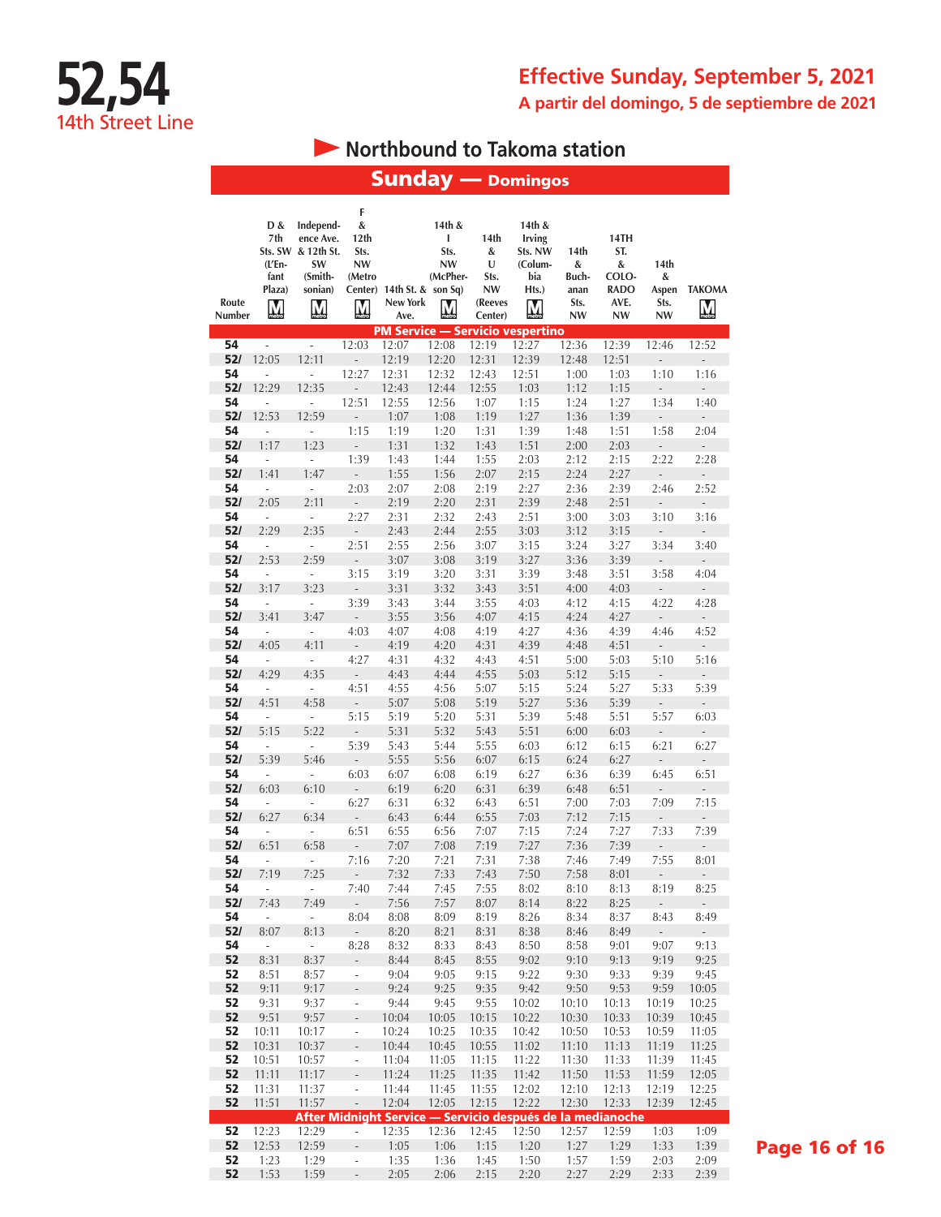# 52,54
14th Street Line

## Effective Sunday, September 5, 2021
A partir del domingo, 5 de septiembre de 2021

### Northbound to Takoma station

**Sunday — Domingos**

| Route Number | D & 7th Sts. SW (L'Enfant Plaza) | Independence Ave. & 12th St. SW (Smithsonian) | F & 12th Sts. NW (Metro Center) | 14th St. & New York Ave. | 14th & I Sts. NW (McPherson Sq) | 14th & U Sts. NW (Reeves Center) | 14th & Irving Sts. NW (Columbia Hts.) | 14th & Buchanan Sts. NW | 14TH ST. & COLORADO AVE. NW | 14th & Aspen Sts. NW | TAKOMA |
|---|---|---|---|---|---|---|---|---|---|---|---|
| **PM Service — Servicio vespertino** | | | | | | | | | | | |
| 54 | - | - | 12:03 | 12:07 | 12:08 | 12:19 | 12:27 | 12:36 | 12:39 | 12:46 | 12:52 |
| 52/ | 12:05 | 12:11 | - | 12:19 | 12:20 | 12:31 | 12:39 | 12:48 | 12:51 | - | - |
| 54 | - | - | 12:27 | 12:31 | 12:32 | 12:43 | 12:51 | 1:00 | 1:03 | 1:10 | 1:16 |
| 52/ | 12:29 | 12:35 | - | 12:43 | 12:44 | 12:55 | 1:03 | 1:12 | 1:15 | - | - |
| 54 | - | - | 12:51 | 12:55 | 12:56 | 1:07 | 1:15 | 1:24 | 1:27 | 1:34 | 1:40 |
| 52/ | 12:53 | 12:59 | - | 1:07 | 1:08 | 1:19 | 1:27 | 1:36 | 1:39 | - | - |
| 54 | - | - | 1:15 | 1:19 | 1:20 | 1:31 | 1:39 | 1:48 | 1:51 | 1:58 | 2:04 |
| 52/ | 1:17 | 1:23 | - | 1:31 | 1:32 | 1:43 | 1:51 | 2:00 | 2:03 | - | - |
| 54 | - | - | 1:39 | 1:43 | 1:44 | 1:55 | 2:03 | 2:12 | 2:15 | 2:22 | 2:28 |
| 52/ | 1:41 | 1:47 | - | 1:55 | 1:56 | 2:07 | 2:15 | 2:24 | 2:27 | - | - |
| 54 | - | - | 2:03 | 2:07 | 2:08 | 2:19 | 2:27 | 2:36 | 2:39 | 2:46 | 2:52 |
| 52/ | 2:05 | 2:11 | - | 2:19 | 2:20 | 2:31 | 2:39 | 2:48 | 2:51 | - | - |
| 54 | - | - | 2:27 | 2:31 | 2:32 | 2:43 | 2:51 | 3:00 | 3:03 | 3:10 | 3:16 |
| 52/ | 2:29 | 2:35 | - | 2:43 | 2:44 | 2:55 | 3:03 | 3:12 | 3:15 | - | - |
| 54 | - | - | 2:51 | 2:55 | 2:56 | 3:07 | 3:15 | 3:24 | 3:27 | 3:34 | 3:40 |
| 52/ | 2:53 | 2:59 | - | 3:07 | 3:08 | 3:19 | 3:27 | 3:36 | 3:39 | - | - |
| 54 | - | - | 3:15 | 3:19 | 3:20 | 3:31 | 3:39 | 3:48 | 3:51 | 3:58 | 4:04 |
| 52/ | 3:17 | 3:23 | - | 3:31 | 3:32 | 3:43 | 3:51 | 4:00 | 4:03 | - | - |
| 54 | - | - | 3:39 | 3:43 | 3:44 | 3:55 | 4:03 | 4:12 | 4:15 | 4:22 | 4:28 |
| 52/ | 3:41 | 3:47 | - | 3:55 | 3:56 | 4:07 | 4:15 | 4:24 | 4:27 | - | - |
| 54 | - | - | 4:03 | 4:07 | 4:08 | 4:19 | 4:27 | 4:36 | 4:39 | 4:46 | 4:52 |
| 52/ | 4:05 | 4:11 | - | 4:19 | 4:20 | 4:31 | 4:39 | 4:48 | 4:51 | - | - |
| 54 | - | - | 4:27 | 4:31 | 4:32 | 4:43 | 4:51 | 5:00 | 5:03 | 5:10 | 5:16 |
| 52/ | 4:29 | 4:35 | - | 4:43 | 4:44 | 4:55 | 5:03 | 5:12 | 5:15 | - | - |
| 54 | - | - | 4:51 | 4:55 | 4:56 | 5:07 | 5:15 | 5:24 | 5:27 | 5:33 | 5:39 |
| 52/ | 4:51 | 4:58 | - | 5:07 | 5:08 | 5:19 | 5:27 | 5:36 | 5:39 | - | - |
| 54 | - | - | 5:15 | 5:19 | 5:20 | 5:31 | 5:39 | 5:48 | 5:51 | 5:57 | 6:03 |
| 52/ | 5:15 | 5:22 | - | 5:31 | 5:32 | 5:43 | 5:51 | 6:00 | 6:03 | - | - |
| 54 | - | - | 5:39 | 5:43 | 5:44 | 5:55 | 6:03 | 6:12 | 6:15 | 6:21 | 6:27 |
| 52/ | 5:39 | 5:46 | - | 5:55 | 5:56 | 6:07 | 6:15 | 6:24 | 6:27 | - | - |
| 54 | - | - | 6:03 | 6:07 | 6:08 | 6:19 | 6:27 | 6:36 | 6:39 | 6:45 | 6:51 |
| 52/ | 6:03 | 6:10 | - | 6:19 | 6:20 | 6:31 | 6:39 | 6:48 | 6:51 | - | - |
| 54 | - | - | 6:27 | 6:31 | 6:32 | 6:43 | 6:51 | 7:00 | 7:03 | 7:09 | 7:15 |
| 52/ | 6:27 | 6:34 | - | 6:43 | 6:44 | 6:55 | 7:03 | 7:12 | 7:15 | - | - |
| 54 | - | - | 6:51 | 6:55 | 6:56 | 7:07 | 7:15 | 7:24 | 7:27 | 7:33 | 7:39 |
| 52/ | 6:51 | 6:58 | - | 7:07 | 7:08 | 7:19 | 7:27 | 7:36 | 7:39 | - | - |
| 54 | - | - | 7:16 | 7:20 | 7:21 | 7:31 | 7:38 | 7:46 | 7:49 | 7:55 | 8:01 |
| 52/ | 7:19 | 7:25 | - | 7:32 | 7:33 | 7:43 | 7:50 | 7:58 | 8:01 | - | - |
| 54 | - | - | 7:40 | 7:44 | 7:45 | 7:55 | 8:02 | 8:10 | 8:13 | 8:19 | 8:25 |
| 52/ | 7:43 | 7:49 | - | 7:56 | 7:57 | 8:07 | 8:14 | 8:22 | 8:25 | - | - |
| 54 | - | - | 8:04 | 8:08 | 8:09 | 8:19 | 8:26 | 8:34 | 8:37 | 8:43 | 8:49 |
| 52/ | 8:07 | 8:13 | - | 8:20 | 8:21 | 8:31 | 8:38 | 8:46 | 8:49 | - | - |
| 54 | - | - | 8:28 | 8:32 | 8:33 | 8:43 | 8:50 | 8:58 | 9:01 | 9:07 | 9:13 |
| 52 | 8:31 | 8:37 | - | 8:44 | 8:45 | 8:55 | 9:02 | 9:10 | 9:13 | 9:19 | 9:25 |
| 52 | 8:51 | 8:57 | - | 9:04 | 9:05 | 9:15 | 9:22 | 9:30 | 9:33 | 9:39 | 9:45 |
| 52 | 9:11 | 9:17 | - | 9:24 | 9:25 | 9:35 | 9:42 | 9:50 | 9:53 | 9:59 | 10:05 |
| 52 | 9:31 | 9:37 | - | 9:44 | 9:45 | 9:55 | 10:02 | 10:10 | 10:13 | 10:19 | 10:25 |
| 52 | 9:51 | 9:57 | - | 10:04 | 10:05 | 10:15 | 10:22 | 10:30 | 10:33 | 10:39 | 10:45 |
| 52 | 10:11 | 10:17 | - | 10:24 | 10:25 | 10:35 | 10:42 | 10:50 | 10:53 | 10:59 | 11:05 |
| 52 | 10:31 | 10:37 | - | 10:44 | 10:45 | 10:55 | 11:02 | 11:10 | 11:13 | 11:19 | 11:25 |
| 52 | 10:51 | 10:57 | - | 11:04 | 11:05 | 11:15 | 11:22 | 11:30 | 11:33 | 11:39 | 11:45 |
| 52 | 11:11 | 11:17 | - | 11:24 | 11:25 | 11:35 | 11:42 | 11:50 | 11:53 | 11:59 | 12:05 |
| 52 | 11:31 | 11:37 | - | 11:44 | 11:45 | 11:55 | 12:02 | 12:10 | 12:13 | 12:19 | 12:25 |
| 52 | 11:51 | 11:57 | - | 12:04 | 12:05 | 12:15 | 12:22 | 12:30 | 12:33 | 12:39 | 12:45 |
| **After Midnight Service — Servicio después de la medianoche** | | | | | | | | | | | |
| 52 | 12:23 | 12:29 | - | 12:35 | 12:36 | 12:45 | 12:50 | 12:57 | 12:59 | 1:03 | 1:09 |
| 52 | 12:53 | 12:59 | - | 1:05 | 1:06 | 1:15 | 1:20 | 1:27 | 1:29 | 1:33 | 1:39 |
| 52 | 1:23 | 1:29 | - | 1:35 | 1:36 | 1:45 | 1:50 | 1:57 | 1:59 | 2:03 | 2:09 |
| 52 | 1:53 | 1:59 | - | 2:05 | 2:06 | 2:15 | 2:20 | 2:27 | 2:29 | 2:33 | 2:39 |